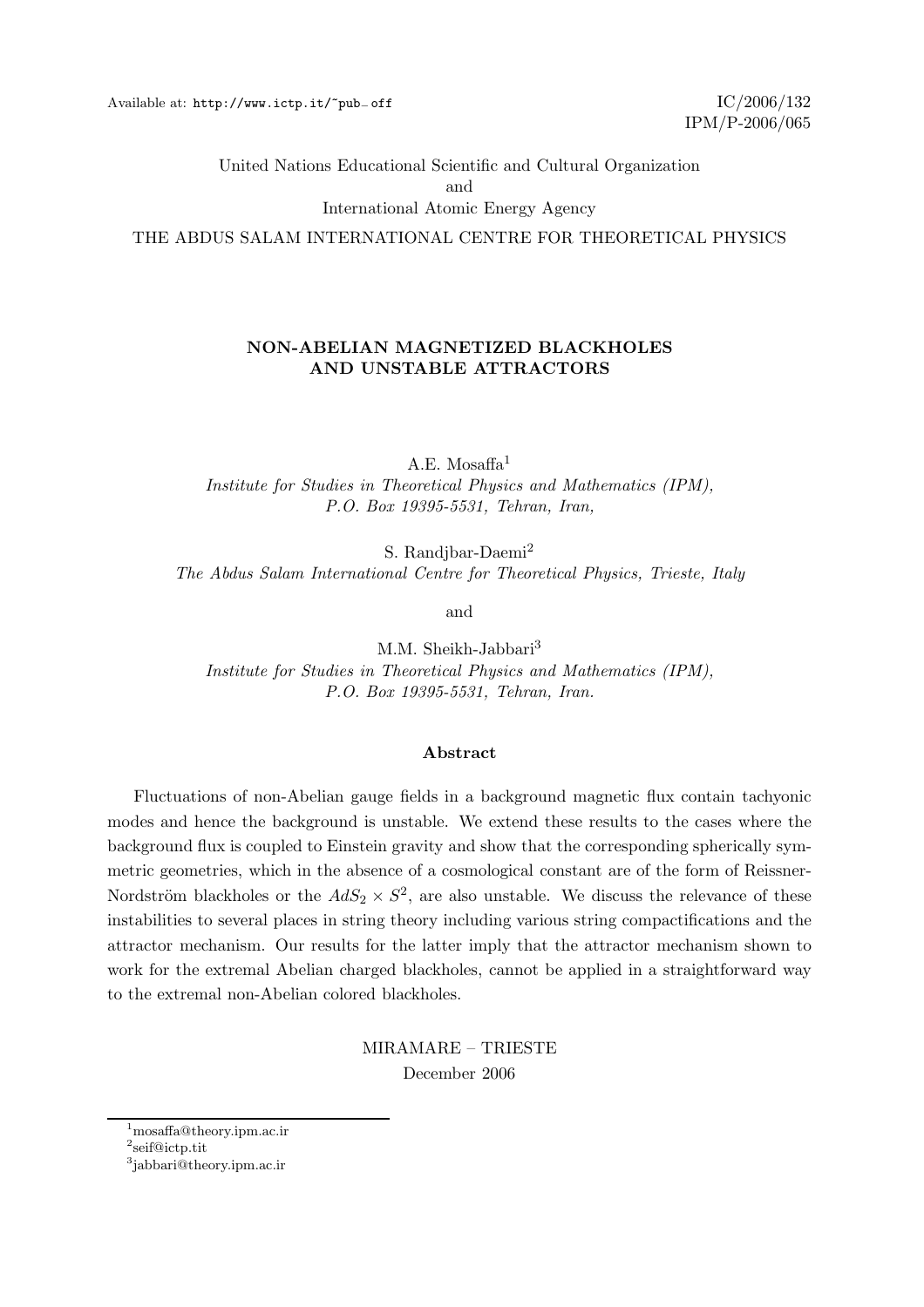Available at: http://www.ictp.it/~pub_off

IC/2006/132
IPM/P-2006/065

United Nations Educational Scientific and Cultural Organization
and
International Atomic Energy Agency

THE ABDUS SALAM INTERNATIONAL CENTRE FOR THEORETICAL PHYSICS

# NON-ABELIAN MAGNETIZED BLACKHOLES AND UNSTABLE ATTRACTORS

A.E. Mosaffa[1]
*Institute for Studies in Theoretical Physics and Mathematics (IPM), P.O. Box 19395-5531, Tehran, Iran,*

S. Randjbar-Daemi[2]
*The Abdus Salam International Centre for Theoretical Physics, Trieste, Italy*

and

M.M. Sheikh-Jabbari[3]
*Institute for Studies in Theoretical Physics and Mathematics (IPM), P.O. Box 19395-5531, Tehran, Iran.*

## Abstract

Fluctuations of non-Abelian gauge fields in a background magnetic flux contain tachyonic modes and hence the background is unstable. We extend these results to the cases where the background flux is coupled to Einstein gravity and show that the corresponding spherically symmetric geometries, which in the absence of a cosmological constant are of the form of Reissner-Nordström blackholes or the $AdS_2 \times S^2$, are also unstable. We discuss the relevance of these instabilities to several places in string theory including various string compactifications and the attractor mechanism. Our results for the latter imply that the attractor mechanism shown to work for the extremal Abelian charged blackholes, cannot be applied in a straightforward way to the extremal non-Abelian colored blackholes.

MIRAMARE – TRIESTE
December 2006

[1] mosaffa@theory.ipm.ac.ir
[2] seif@ictp.tit
[3] jabbari@theory.ipm.ac.ir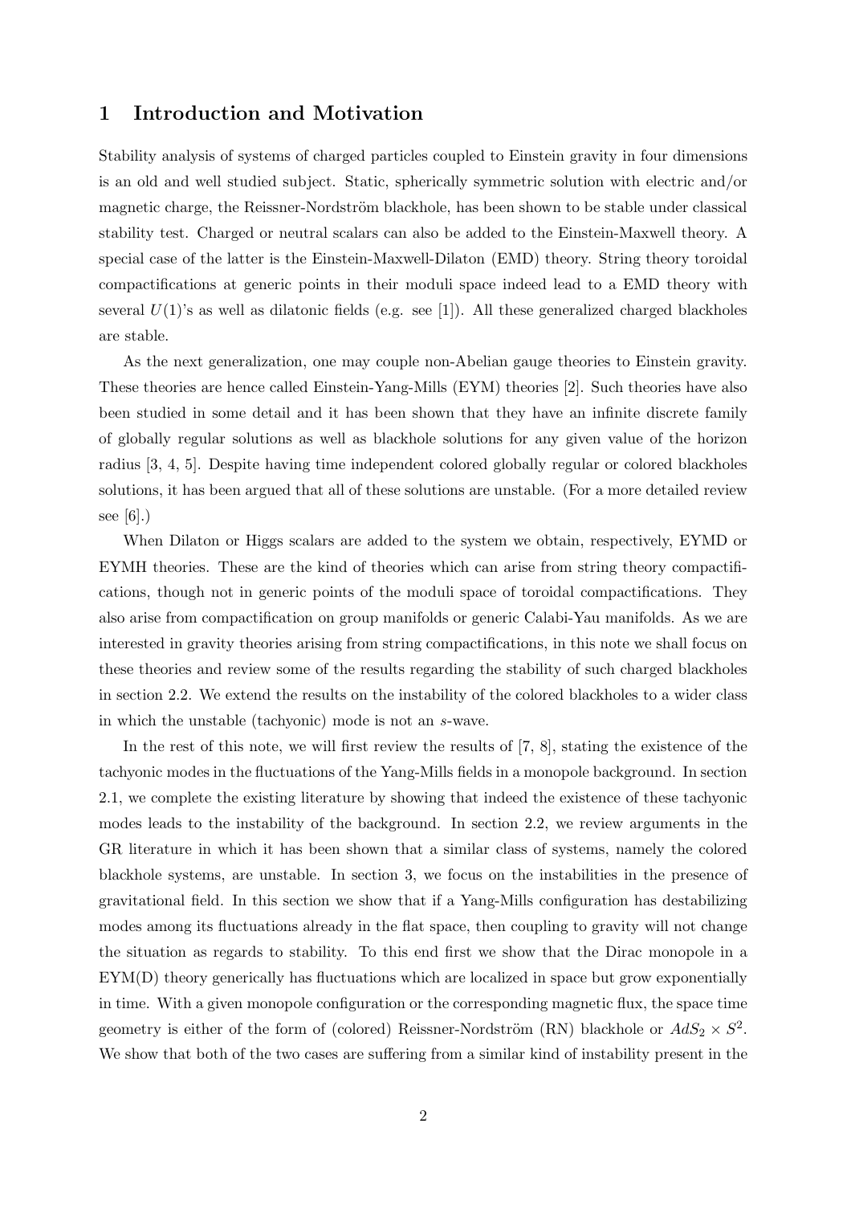# 1 Introduction and Motivation

Stability analysis of systems of charged particles coupled to Einstein gravity in four dimensions is an old and well studied subject. Static, spherically symmetric solution with electric and/or magnetic charge, the Reissner-Nordström blackhole, has been shown to be stable under classical stability test. Charged or neutral scalars can also be added to the Einstein-Maxwell theory. A special case of the latter is the Einstein-Maxwell-Dilaton (EMD) theory. String theory toroidal compactifications at generic points in their moduli space indeed lead to a EMD theory with several $U(1)$'s as well as dilatonic fields (e.g. see [1]). All these generalized charged blackholes are stable.

As the next generalization, one may couple non-Abelian gauge theories to Einstein gravity. These theories are hence called Einstein-Yang-Mills (EYM) theories [2]. Such theories have also been studied in some detail and it has been shown that they have an infinite discrete family of globally regular solutions as well as blackhole solutions for any given value of the horizon radius [3, 4, 5]. Despite having time independent colored globally regular or colored blackholes solutions, it has been argued that all of these solutions are unstable. (For a more detailed review see [6].)

When Dilaton or Higgs scalars are added to the system we obtain, respectively, EYMD or EYMH theories. These are the kind of theories which can arise from string theory compactifications, though not in generic points of the moduli space of toroidal compactifications. They also arise from compactification on group manifolds or generic Calabi-Yau manifolds. As we are interested in gravity theories arising from string compactifications, in this note we shall focus on these theories and review some of the results regarding the stability of such charged blackholes in section 2.2. We extend the results on the instability of the colored blackholes to a wider class in which the unstable (tachyonic) mode is not an $s$-wave.

In the rest of this note, we will first review the results of [7, 8], stating the existence of the tachyonic modes in the fluctuations of the Yang-Mills fields in a monopole background. In section 2.1, we complete the existing literature by showing that indeed the existence of these tachyonic modes leads to the instability of the background. In section 2.2, we review arguments in the GR literature in which it has been shown that a similar class of systems, namely the colored blackhole systems, are unstable. In section 3, we focus on the instabilities in the presence of gravitational field. In this section we show that if a Yang-Mills configuration has destabilizing modes among its fluctuations already in the flat space, then coupling to gravity will not change the situation as regards to stability. To this end first we show that the Dirac monopole in a EYM(D) theory generically has fluctuations which are localized in space but grow exponentially in time. With a given monopole configuration or the corresponding magnetic flux, the space time geometry is either of the form of (colored) Reissner-Nordström (RN) blackhole or $AdS_2 \times S^2$. We show that both of the two cases are suffering from a similar kind of instability present in the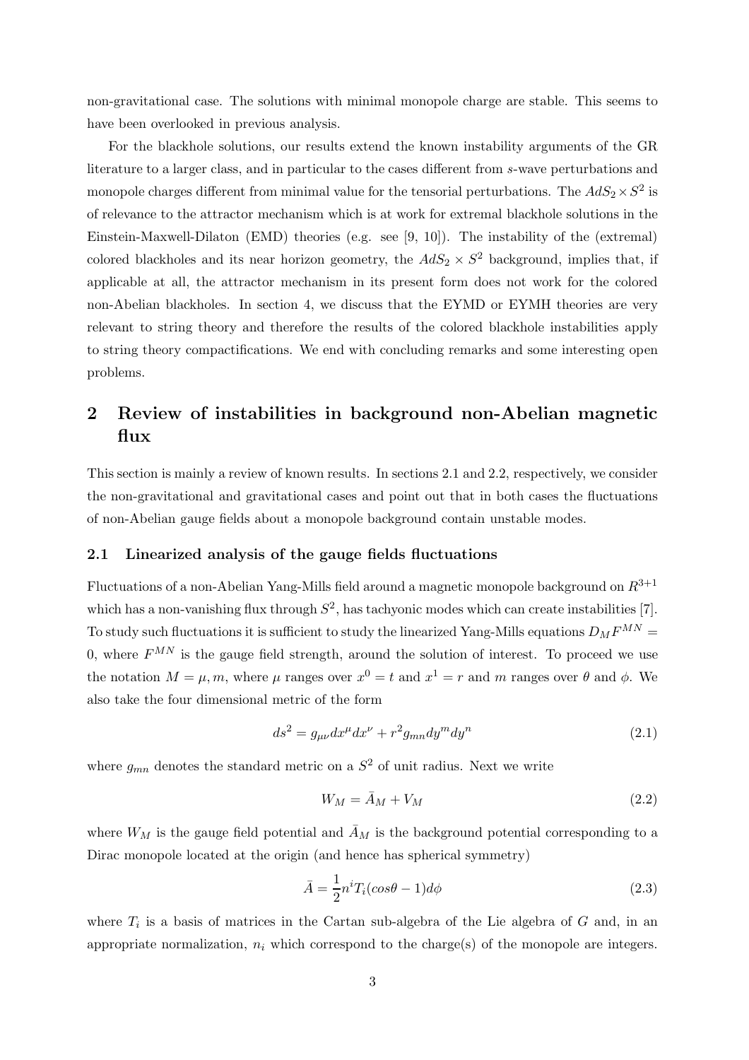non-gravitational case. The solutions with minimal monopole charge are stable. This seems to have been overlooked in previous analysis.

For the blackhole solutions, our results extend the known instability arguments of the GR literature to a larger class, and in particular to the cases different from $s$-wave perturbations and monopole charges different from minimal value for the tensorial perturbations. The $AdS_2 \times S^2$ is of relevance to the attractor mechanism which is at work for extremal blackhole solutions in the Einstein-Maxwell-Dilaton (EMD) theories (e.g. see [9, 10]). The instability of the (extremal) colored blackholes and its near horizon geometry, the $AdS_2 \times S^2$ background, implies that, if applicable at all, the attractor mechanism in its present form does not work for the colored non-Abelian blackholes. In section 4, we discuss that the EYMD or EYMH theories are very relevant to string theory and therefore the results of the colored blackhole instabilities apply to string theory compactifications. We end with concluding remarks and some interesting open problems.

## 2 Review of instabilities in background non-Abelian magnetic flux

This section is mainly a review of known results. In sections 2.1 and 2.2, respectively, we consider the non-gravitational and gravitational cases and point out that in both cases the fluctuations of non-Abelian gauge fields about a monopole background contain unstable modes.

### 2.1 Linearized analysis of the gauge fields fluctuations

Fluctuations of a non-Abelian Yang-Mills field around a magnetic monopole background on $R^{3+1}$ which has a non-vanishing flux through $S^2$, has tachyonic modes which can create instabilities [7]. To study such fluctuations it is sufficient to study the linearized Yang-Mills equations $D_M F^{MN} = 0$, where $F^{MN}$ is the gauge field strength, around the solution of interest. To proceed we use the notation $M = \mu, m$, where $\mu$ ranges over $x^0 = t$ and $x^1 = r$ and $m$ ranges over $\theta$ and $\phi$. We also take the four dimensional metric of the form

$$ds^2 = g_{\mu\nu} dx^\mu dx^\nu + r^2 g_{mn} dy^m dy^n \tag{2.1}$$

where $g_{mn}$ denotes the standard metric on a $S^2$ of unit radius. Next we write

$$W_M = \bar{A}_M + V_M \tag{2.2}$$

where $W_M$ is the gauge field potential and $\bar{A}_M$ is the background potential corresponding to a Dirac monopole located at the origin (and hence has spherical symmetry)

$$\bar{A} = \frac{1}{2} n^i T_i (cos\theta - 1) d\phi \tag{2.3}$$

where $T_i$ is a basis of matrices in the Cartan sub-algebra of the Lie algebra of $G$ and, in an appropriate normalization, $n_i$ which correspond to the charge(s) of the monopole are integers.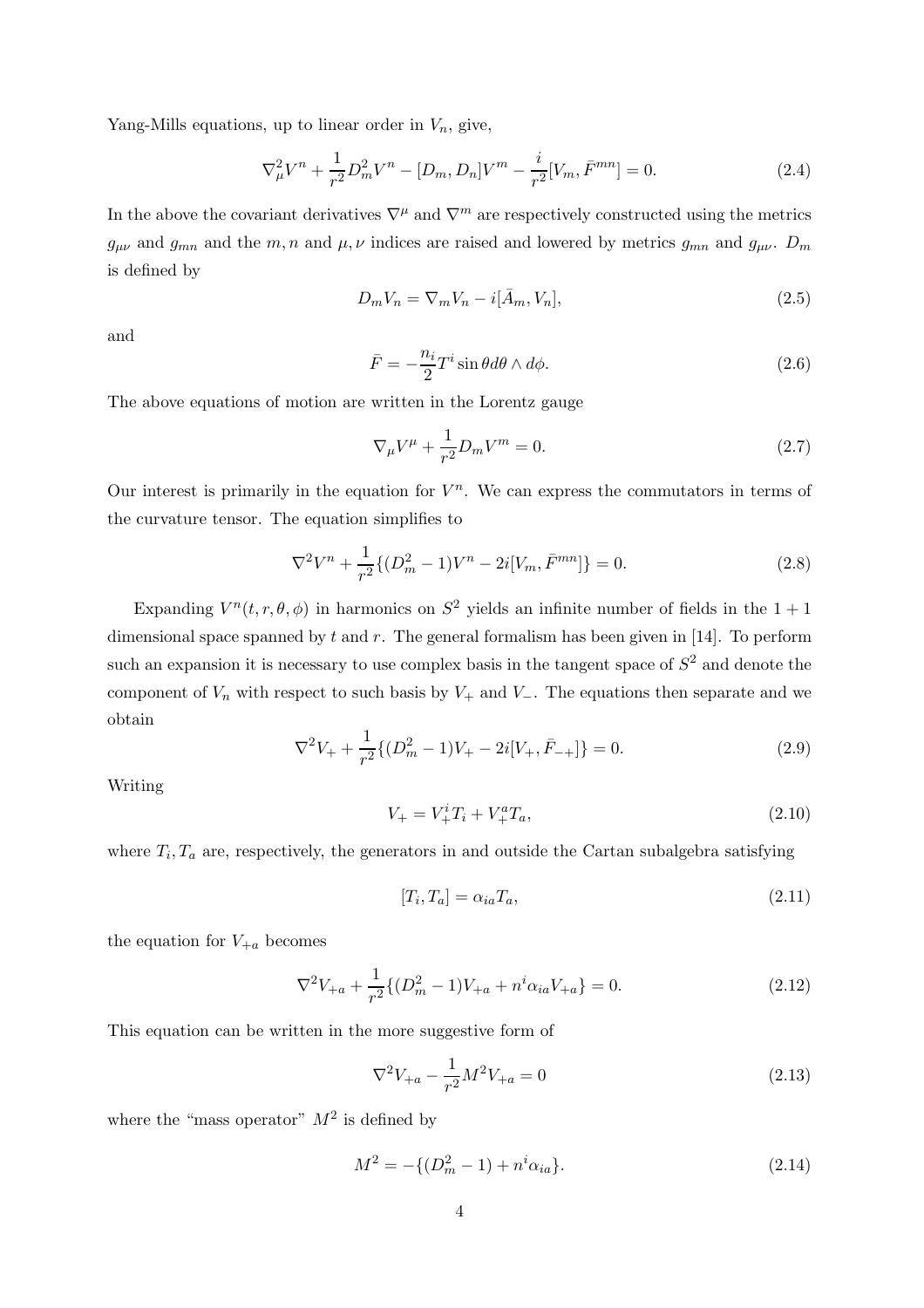Yang-Mills equations, up to linear order in $V_n$, give,

$$\nabla_\mu^2 V^n + \frac{1}{r^2} D_m^2 V^n - [D_m, D_n] V^m - \frac{i}{r^2}[V_m, \bar{F}^{mn}] = 0. \tag{2.4}$$

In the above the covariant derivatives $\nabla^\mu$ and $\nabla^m$ are respectively constructed using the metrics $g_{\mu\nu}$ and $g_{mn}$ and the $m, n$ and $\mu, \nu$ indices are raised and lowered by metrics $g_{mn}$ and $g_{\mu\nu}$. $D_m$ is defined by

$$D_m V_n = \nabla_m V_n - i[\bar{A}_m, V_n], \tag{2.5}$$

and

$$\bar{F} = -\frac{n_i}{2} T^i \sin\theta d\theta \wedge d\phi. \tag{2.6}$$

The above equations of motion are written in the Lorentz gauge

$$\nabla_\mu V^\mu + \frac{1}{r^2} D_m V^m = 0. \tag{2.7}$$

Our interest is primarily in the equation for $V^n$. We can express the commutators in terms of the curvature tensor. The equation simplifies to

$$\nabla^2 V^n + \frac{1}{r^2}\{(D_m^2 - 1)V^n - 2i[V_m, \bar{F}^{mn}]\} = 0. \tag{2.8}$$

Expanding $V^n(t, r, \theta, \phi)$ in harmonics on $S^2$ yields an infinite number of fields in the $1+1$ dimensional space spanned by $t$ and $r$. The general formalism has been given in [14]. To perform such an expansion it is necessary to use complex basis in the tangent space of $S^2$ and denote the component of $V_n$ with respect to such basis by $V_+$ and $V_-$. The equations then separate and we obtain

$$\nabla^2 V_+ + \frac{1}{r^2}\{(D_m^2 - 1)V_+ - 2i[V_+, \bar{F}_{-+}]\} = 0. \tag{2.9}$$

Writing

$$V_+ = V_+^i T_i + V_+^a T_a, \tag{2.10}$$

where $T_i, T_a$ are, respectively, the generators in and outside the Cartan subalgebra satisfying

$$[T_i, T_a] = \alpha_{ia} T_a, \tag{2.11}$$

the equation for $V_{+a}$ becomes

$$\nabla^2 V_{+a} + \frac{1}{r^2}\{(D_m^2 - 1)V_{+a} + n^i \alpha_{ia} V_{+a}\} = 0. \tag{2.12}$$

This equation can be written in the more suggestive form of

$$\nabla^2 V_{+a} - \frac{1}{r^2} M^2 V_{+a} = 0 \tag{2.13}$$

where the "mass operator" $M^2$ is defined by

$$M^2 = -\{(D_m^2 - 1) + n^i \alpha_{ia}\}. \tag{2.14}$$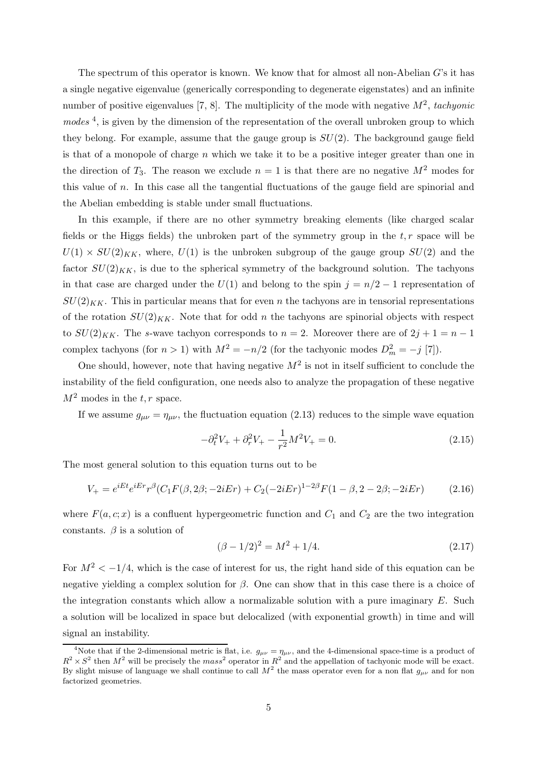The spectrum of this operator is known. We know that for almost all non-Abelian $G$'s it has a single negative eigenvalue (generically corresponding to degenerate eigenstates) and an infinite number of positive eigenvalues [7, 8]. The multiplicity of the mode with negative $M^2$, *tachyonic modes* [4], is given by the dimension of the representation of the overall unbroken group to which they belong. For example, assume that the gauge group is $SU(2)$. The background gauge field is that of a monopole of charge $n$ which we take it to be a positive integer greater than one in the direction of $T_3$. The reason we exclude $n = 1$ is that there are no negative $M^2$ modes for this value of $n$. In this case all the tangential fluctuations of the gauge field are spinorial and the Abelian embedding is stable under small fluctuations.

In this example, if there are no other symmetry breaking elements (like charged scalar fields or the Higgs fields) the unbroken part of the symmetry group in the $t, r$ space will be $U(1) \times SU(2)_{KK}$, where, $U(1)$ is the unbroken subgroup of the gauge group $SU(2)$ and the factor $SU(2)_{KK}$, is due to the spherical symmetry of the background solution. The tachyons in that case are charged under the $U(1)$ and belong to the spin $j = n/2 - 1$ representation of $SU(2)_{KK}$. This in particular means that for even $n$ the tachyons are in tensorial representations of the rotation $SU(2)_{KK}$. Note that for odd $n$ the tachyons are spinorial objects with respect to $SU(2)_{KK}$. The $s$-wave tachyon corresponds to $n = 2$. Moreover there are of $2j + 1 = n - 1$ complex tachyons (for $n > 1$) with $M^2 = -n/2$ (for the tachyonic modes $D_m^2 = -j$ [7]).

One should, however, note that having negative $M^2$ is not in itself sufficient to conclude the instability of the field configuration, one needs also to analyze the propagation of these negative $M^2$ modes in the $t, r$ space.

If we assume $g_{\mu\nu} = \eta_{\mu\nu}$, the fluctuation equation (2.13) reduces to the simple wave equation

$$-\partial_t^2 V_+ + \partial_r^2 V_+ - \frac{1}{r^2} M^2 V_+ = 0. \tag{2.15}$$

The most general solution to this equation turns out to be

$$V_+ = e^{iEt} e^{iEr} r^{\beta} (C_1 F(\beta, 2\beta; -2iEr) + C_2 (-2iEr)^{1-2\beta} F(1 - \beta, 2 - 2\beta; -2iEr) \tag{2.16}$$

where $F(a, c; x)$ is a confluent hypergeometric function and $C_1$ and $C_2$ are the two integration constants. $\beta$ is a solution of

$$(\beta - 1/2)^2 = M^2 + 1/4. \tag{2.17}$$

For $M^2 < -1/4$, which is the case of interest for us, the right hand side of this equation can be negative yielding a complex solution for $\beta$. One can show that in this case there is a choice of the integration constants which allow a normalizable solution with a pure imaginary $E$. Such a solution will be localized in space but delocalized (with exponential growth) in time and will signal an instability.

[4] Note that if the 2-dimensional metric is flat, i.e. $g_{\mu\nu} = \eta_{\mu\nu}$, and the 4-dimensional space-time is a product of $R^2 \times S^2$ then $M^2$ will be precisely the $mass^2$ operator in $R^2$ and the appellation of tachyonic mode will be exact. By slight misuse of language we shall continue to call $M^2$ the mass operator even for a non flat $g_{\mu\nu}$ and for non factorized geometries.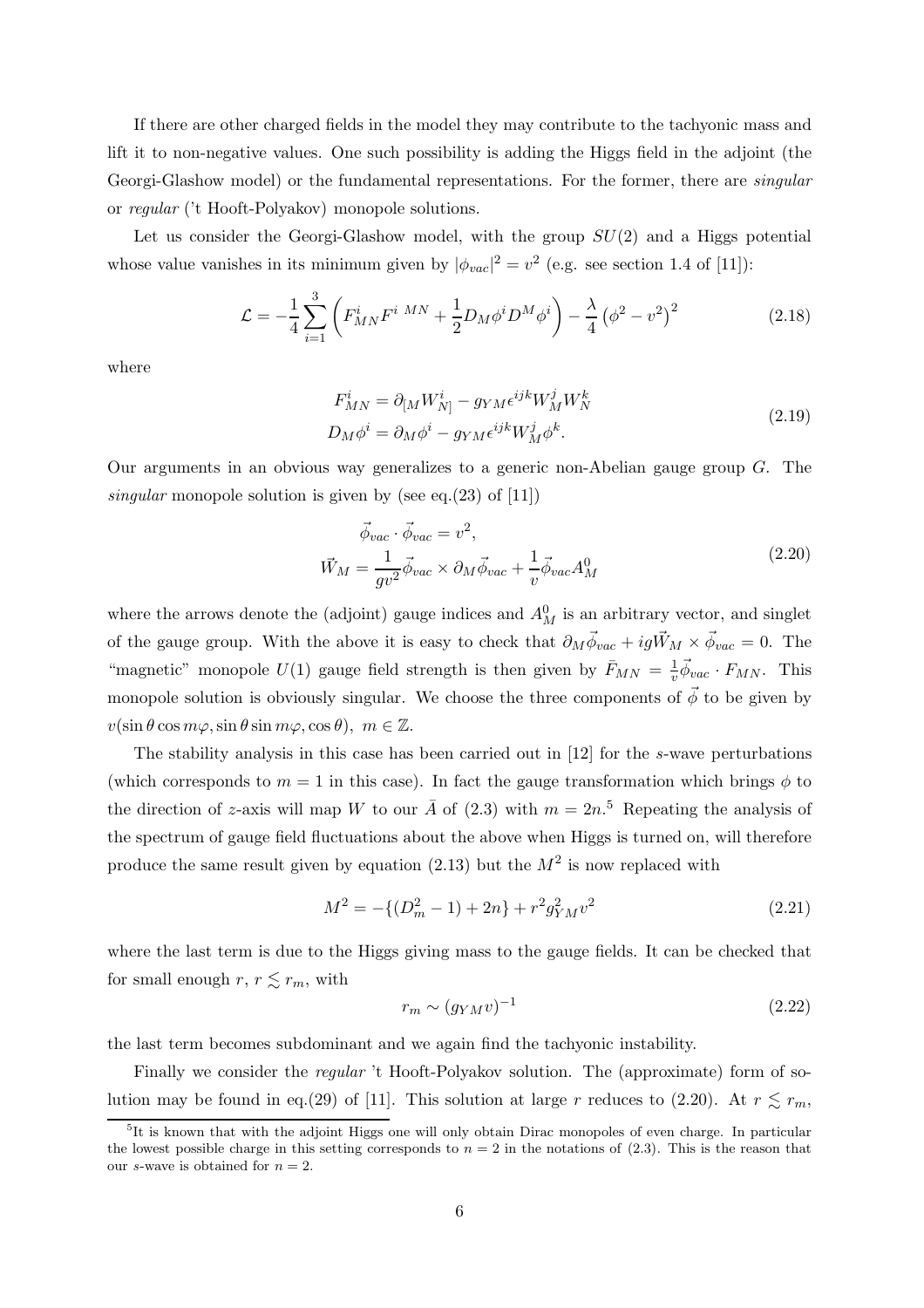If there are other charged fields in the model they may contribute to the tachyonic mass and lift it to non-negative values. One such possibility is adding the Higgs field in the adjoint (the Georgi-Glashow model) or the fundamental representations. For the former, there are *singular* or *regular* ('t Hooft-Polyakov) monopole solutions.

Let us consider the Georgi-Glashow model, with the group $SU(2)$ and a Higgs potential whose value vanishes in its minimum given by $|\phi_{vac}|^2 = v^2$ (e.g. see section 1.4 of [11]):

$$\mathcal{L} = -\frac{1}{4}\sum_{i=1}^{3}\left(F^i_{MN}F^{i\ MN} + \frac{1}{2}D_M\phi^i D^M\phi^i\right) - \frac{\lambda}{4}\left(\phi^2 - v^2\right)^2 \tag{2.18}$$

where

$$\begin{aligned} F^i_{MN} &= \partial_{[M}W^i_{N]} - g_{YM}\epsilon^{ijk}W^j_M W^k_N \\ D_M\phi^i &= \partial_M\phi^i - g_{YM}\epsilon^{ijk}W^j_M\phi^k. \end{aligned} \tag{2.19}$$

Our arguments in an obvious way generalizes to a generic non-Abelian gauge group $G$. The *singular* monopole solution is given by (see eq.(23) of [11])

$$\begin{aligned} \vec{\phi}_{vac}\cdot\vec{\phi}_{vac} &= v^2, \\ \vec{W}_M &= \frac{1}{gv^2}\vec{\phi}_{vac}\times\partial_M\vec{\phi}_{vac} + \frac{1}{v}\vec{\phi}_{vac}A^0_M \end{aligned} \tag{2.20}$$

where the arrows denote the (adjoint) gauge indices and $A^0_M$ is an arbitrary vector, and singlet of the gauge group. With the above it is easy to check that $\partial_M\vec{\phi}_{vac} + ig\vec{W}_M\times\vec{\phi}_{vac} = 0$. The "magnetic" monopole $U(1)$ gauge field strength is then given by $\bar{F}_{MN} = \frac{1}{v}\vec{\phi}_{vac}\cdot F_{MN}$. This monopole solution is obviously singular. We choose the three components of $\vec{\phi}$ to be given by $v(\sin\theta\cos m\varphi, \sin\theta\sin m\varphi, \cos\theta),\ m\in\mathbb{Z}$.

The stability analysis in this case has been carried out in [12] for the $s$-wave perturbations (which corresponds to $m = 1$ in this case). In fact the gauge transformation which brings $\phi$ to the direction of $z$-axis will map $W$ to our $\bar{A}$ of (2.3) with $m = 2n$.[5] Repeating the analysis of the spectrum of gauge field fluctuations about the above when Higgs is turned on, will therefore produce the same result given by equation (2.13) but the $M^2$ is now replaced with

$$M^2 = -\{(D_m^2 - 1) + 2n\} + r^2 g_{YM}^2 v^2 \tag{2.21}$$

where the last term is due to the Higgs giving mass to the gauge fields. It can be checked that for small enough $r$, $r \lesssim r_m$, with

$$r_m \sim (g_{YM}v)^{-1} \tag{2.22}$$

the last term becomes subdominant and we again find the tachyonic instability.

Finally we consider the *regular* 't Hooft-Polyakov solution. The (approximate) form of solution may be found in eq.(29) of [11]. This solution at large $r$ reduces to (2.20). At $r \lesssim r_m$,

[5] It is known that with the adjoint Higgs one will only obtain Dirac monopoles of even charge. In particular the lowest possible charge in this setting corresponds to $n = 2$ in the notations of (2.3). This is the reason that our $s$-wave is obtained for $n = 2$.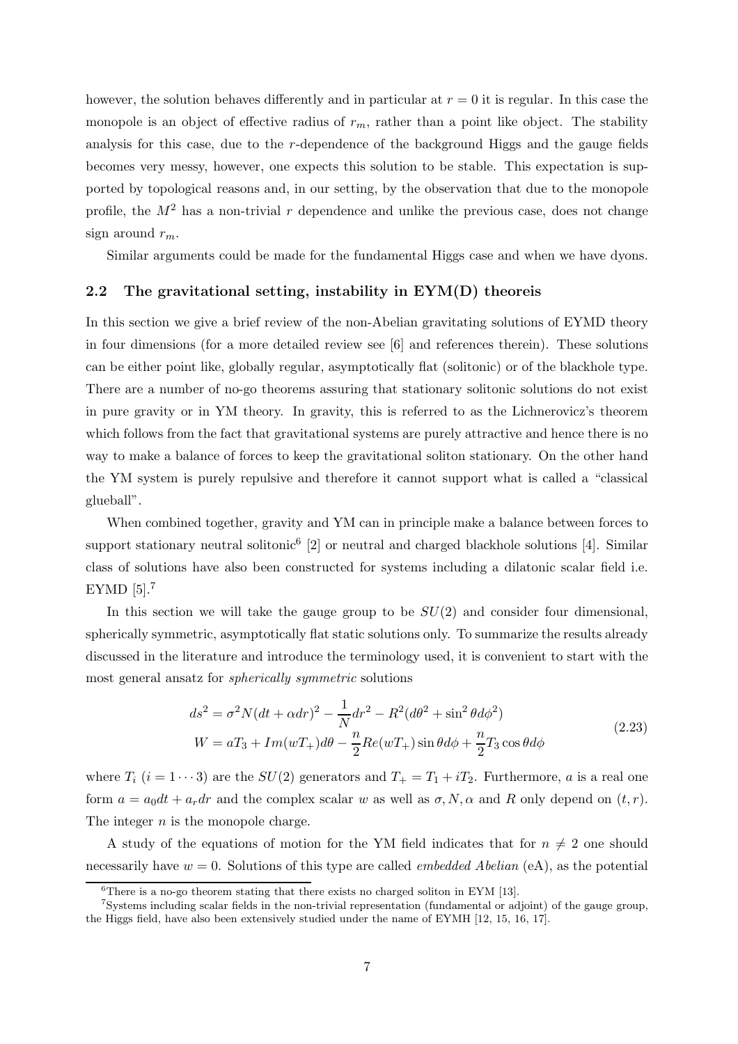however, the solution behaves differently and in particular at $r = 0$ it is regular. In this case the monopole is an object of effective radius of $r_m$, rather than a point like object. The stability analysis for this case, due to the $r$-dependence of the background Higgs and the gauge fields becomes very messy, however, one expects this solution to be stable. This expectation is supported by topological reasons and, in our setting, by the observation that due to the monopole profile, the $M^2$ has a non-trivial $r$ dependence and unlike the previous case, does not change sign around $r_m$.

Similar arguments could be made for the fundamental Higgs case and when we have dyons.

### 2.2 The gravitational setting, instability in EYM(D) theoreis

In this section we give a brief review of the non-Abelian gravitating solutions of EYMD theory in four dimensions (for a more detailed review see [6] and references therein). These solutions can be either point like, globally regular, asymptotically flat (solitonic) or of the blackhole type. There are a number of no-go theorems assuring that stationary solitonic solutions do not exist in pure gravity or in YM theory. In gravity, this is referred to as the Lichnerovicz's theorem which follows from the fact that gravitational systems are purely attractive and hence there is no way to make a balance of forces to keep the gravitational soliton stationary. On the other hand the YM system is purely repulsive and therefore it cannot support what is called a "classical glueball".

When combined together, gravity and YM can in principle make a balance between forces to support stationary neutral solitonic[6] [2] or neutral and charged blackhole solutions [4]. Similar class of solutions have also been constructed for systems including a dilatonic scalar field i.e. EYMD [5].[7]

In this section we will take the gauge group to be $SU(2)$ and consider four dimensional, spherically symmetric, asymptotically flat static solutions only. To summarize the results already discussed in the literature and introduce the terminology used, it is convenient to start with the most general ansatz for *spherically symmetric* solutions

$$
\begin{aligned}
ds^2 &= \sigma^2 N (dt + \alpha dr)^2 - \frac{1}{N} dr^2 - R^2 (d\theta^2 + \sin^2\theta d\phi^2) \\
W &= aT_3 + Im(wT_+)d\theta - \frac{n}{2} Re(wT_+) \sin\theta d\phi + \frac{n}{2} T_3 \cos\theta d\phi
\end{aligned}
\tag{2.23}
$$

where $T_i$ ($i = 1 \cdots 3$) are the $SU(2)$ generators and $T_+ = T_1 + iT_2$. Furthermore, $a$ is a real one form $a = a_0 dt + a_r dr$ and the complex scalar $w$ as well as $\sigma, N, \alpha$ and $R$ only depend on $(t, r)$. The integer $n$ is the monopole charge.

A study of the equations of motion for the YM field indicates that for $n \neq 2$ one should necessarily have $w = 0$. Solutions of this type are called *embedded Abelian* (eA), as the potential

---

[6] There is a no-go theorem stating that there exists no charged soliton in EYM [13].

[7] Systems including scalar fields in the non-trivial representation (fundamental or adjoint) of the gauge group, the Higgs field, have also been extensively studied under the name of EYMH [12, 15, 16, 17].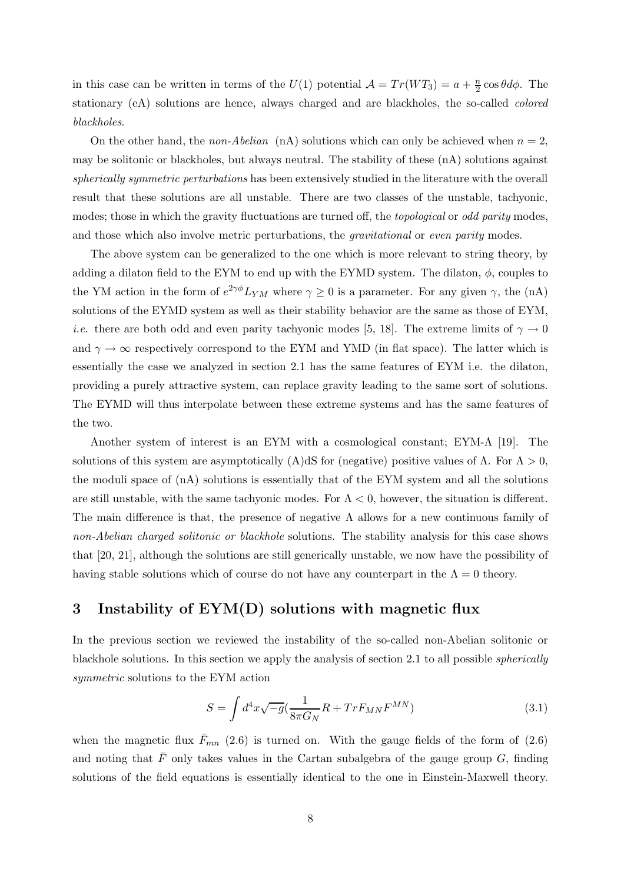in this case can be written in terms of the $U(1)$ potential $\mathcal{A} = Tr(WT_3) = a + \frac{n}{2}\cos\theta d\phi$. The stationary (eA) solutions are hence, always charged and are blackholes, the so-called *colored blackholes*.

On the other hand, the *non-Abelian* (nA) solutions which can only be achieved when $n = 2$, may be solitonic or blackholes, but always neutral. The stability of these (nA) solutions against *spherically symmetric perturbations* has been extensively studied in the literature with the overall result that these solutions are all unstable. There are two classes of the unstable, tachyonic, modes; those in which the gravity fluctuations are turned off, the *topological* or *odd parity* modes, and those which also involve metric perturbations, the *gravitational* or *even parity* modes.

The above system can be generalized to the one which is more relevant to string theory, by adding a dilaton field to the EYM to end up with the EYMD system. The dilaton, $\phi$, couples to the YM action in the form of $e^{2\gamma\phi}L_{YM}$ where $\gamma \geq 0$ is a parameter. For any given $\gamma$, the (nA) solutions of the EYMD system as well as their stability behavior are the same as those of EYM, *i.e.* there are both odd and even parity tachyonic modes [5, 18]. The extreme limits of $\gamma \to 0$ and $\gamma \to \infty$ respectively correspond to the EYM and YMD (in flat space). The latter which is essentially the case we analyzed in section 2.1 has the same features of EYM i.e. the dilaton, providing a purely attractive system, can replace gravity leading to the same sort of solutions. The EYMD will thus interpolate between these extreme systems and has the same features of the two.

Another system of interest is an EYM with a cosmological constant; EYM-$\Lambda$ [19]. The solutions of this system are asymptotically (A)dS for (negative) positive values of $\Lambda$. For $\Lambda > 0$, the moduli space of (nA) solutions is essentially that of the EYM system and all the solutions are still unstable, with the same tachyonic modes. For $\Lambda < 0$, however, the situation is different. The main difference is that, the presence of negative $\Lambda$ allows for a new continuous family of *non-Abelian charged solitonic or blackhole* solutions. The stability analysis for this case shows that [20, 21], although the solutions are still generically unstable, we now have the possibility of having stable solutions which of course do not have any counterpart in the $\Lambda = 0$ theory.

## 3 Instability of EYM(D) solutions with magnetic flux

In the previous section we reviewed the instability of the so-called non-Abelian solitonic or blackhole solutions. In this section we apply the analysis of section 2.1 to all possible *spherically symmetric* solutions to the EYM action

$$S = \int d^4x\sqrt{-g}\left(\frac{1}{8\pi G_N}R + TrF_{MN}F^{MN}\right) \tag{3.1}$$

when the magnetic flux $\bar{F}_{mn}$ (2.6) is turned on. With the gauge fields of the form of (2.6) and noting that $\bar{F}$ only takes values in the Cartan subalgebra of the gauge group $G$, finding solutions of the field equations is essentially identical to the one in Einstein-Maxwell theory.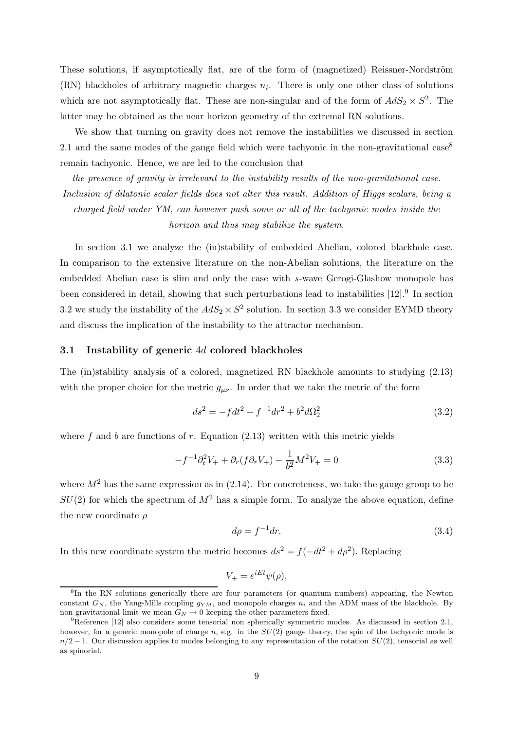These solutions, if asymptotically flat, are of the form of (magnetized) Reissner-Nordström (RN) blackholes of arbitrary magnetic charges $n_i$. There is only one other class of solutions which are not asymptotically flat. These are non-singular and of the form of $AdS_2 \times S^2$. The latter may be obtained as the near horizon geometry of the extremal RN solutions.

We show that turning on gravity does not remove the instabilities we discussed in section 2.1 and the same modes of the gauge field which were tachyonic in the non-gravitational case[8] remain tachyonic. Hence, we are led to the conclusion that

*the presence of gravity is irrelevant to the instability results of the non-gravitational case. Inclusion of dilatonic scalar fields does not alter this result. Addition of Higgs scalars, being a charged field under YM, can however push some or all of the tachyonic modes inside the horizon and thus may stabilize the system.*

In section 3.1 we analyze the (in)stability of embedded Abelian, colored blackhole case. In comparison to the extensive literature on the non-Abelian solutions, the literature on the embedded Abelian case is slim and only the case with $s$-wave Gerogi-Glashow monopole has been considered in detail, showing that such perturbations lead to instabilities [12].[9] In section 3.2 we study the instability of the $AdS_2 \times S^2$ solution. In section 3.3 we consider EYMD theory and discuss the implication of the instability to the attractor mechanism.

### 3.1 Instability of generic $4d$ colored blackholes

The (in)stability analysis of a colored, magnetized RN blackhole amounts to studying (2.13) with the proper choice for the metric $g_{\mu\nu}$. In order that we take the metric of the form

$$ds^2 = -f dt^2 + f^{-1} dr^2 + b^2 d\Omega_2^2 \tag{3.2}$$

where $f$ and $b$ are functions of $r$. Equation (2.13) written with this metric yields

$$-f^{-1}\partial_t^2 V_+ + \partial_r (f \partial_r V_+) - \frac{1}{b^2} M^2 V_+ = 0 \tag{3.3}$$

where $M^2$ has the same expression as in (2.14). For concreteness, we take the gauge group to be $SU(2)$ for which the spectrum of $M^2$ has a simple form. To analyze the above equation, define the new coordinate $\rho$

$$d\rho = f^{-1} dr. \tag{3.4}$$

In this new coordinate system the metric becomes $ds^2 = f(-dt^2 + d\rho^2)$. Replacing

$$V_+ = e^{iEt}\psi(\rho),$$

[8] In the RN solutions generically there are four parameters (or quantum numbers) appearing, the Newton constant $G_N$, the Yang-Mills coupling $g_{YM}$, and monopole charges $n_i$ and the ADM mass of the blackhole. By non-gravitational limit we mean $G_N \to 0$ keeping the other parameters fixed.

[9] Reference [12] also considers some tensorial non spherically symmetric modes. As discussed in section 2.1, however, for a generic monopole of charge $n$, e.g. in the $SU(2)$ gauge theory, the spin of the tachyonic mode is $n/2 - 1$. Our discussion applies to modes belonging to any representation of the rotation $SU(2)$, tensorial as well as spinorial.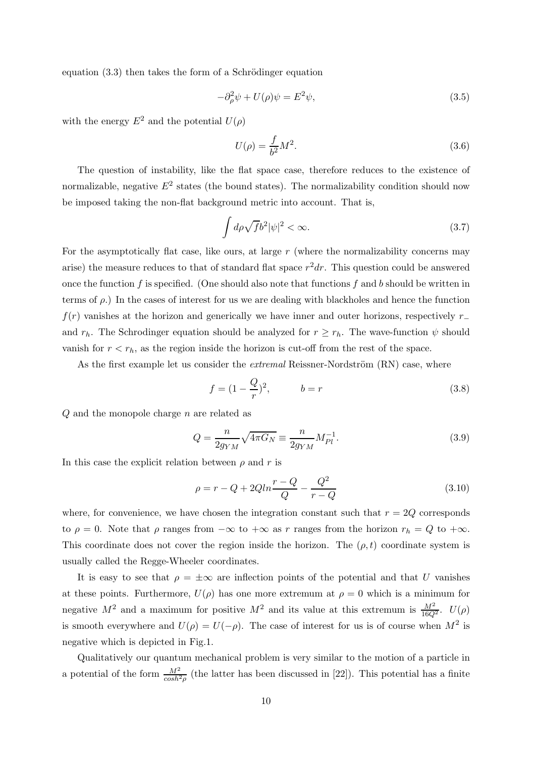equation (3.3) then takes the form of a Schrödinger equation

$$-\partial_\rho^2 \psi + U(\rho)\psi = E^2 \psi, \tag{3.5}$$

with the energy $E^2$ and the potential $U(\rho)$

$$U(\rho) = \frac{f}{b^2} M^2. \tag{3.6}$$

The question of instability, like the flat space case, therefore reduces to the existence of normalizable, negative $E^2$ states (the bound states). The normalizability condition should now be imposed taking the non-flat background metric into account. That is,

$$\int d\rho \sqrt{f} b^2 |\psi|^2 < \infty. \tag{3.7}$$

For the asymptotically flat case, like ours, at large $r$ (where the normalizability concerns may arise) the measure reduces to that of standard flat space $r^2 dr$. This question could be answered once the function $f$ is specified. (One should also note that functions $f$ and $b$ should be written in terms of $\rho$.) In the cases of interest for us we are dealing with blackholes and hence the function $f(r)$ vanishes at the horizon and generically we have inner and outer horizons, respectively $r_-$ and $r_h$. The Schrodinger equation should be analyzed for $r \geq r_h$. The wave-function $\psi$ should vanish for $r < r_h$, as the region inside the horizon is cut-off from the rest of the space.

As the first example let us consider the *extremal* Reissner-Nordström (RN) case, where

$$f = (1 - \frac{Q}{r})^2, \qquad b = r \tag{3.8}$$

$Q$ and the monopole charge $n$ are related as

$$Q = \frac{n}{2g_{YM}} \sqrt{4\pi G_N} \equiv \frac{n}{2g_{YM}} M_{Pl}^{-1}. \tag{3.9}$$

In this case the explicit relation between $\rho$ and $r$ is

$$\rho = r - Q + 2Q ln \frac{r - Q}{Q} - \frac{Q^2}{r - Q} \tag{3.10}$$

where, for convenience, we have chosen the integration constant such that $r = 2Q$ corresponds to $\rho = 0$. Note that $\rho$ ranges from $-\infty$ to $+\infty$ as $r$ ranges from the horizon $r_h = Q$ to $+\infty$. This coordinate does not cover the region inside the horizon. The $(\rho, t)$ coordinate system is usually called the Regge-Wheeler coordinates.

It is easy to see that $\rho = \pm\infty$ are inflection points of the potential and that $U$ vanishes at these points. Furthermore, $U(\rho)$ has one more extremum at $\rho = 0$ which is a minimum for negative $M^2$ and a maximum for positive $M^2$ and its value at this extremum is $\frac{M^2}{16Q^2}$. $U(\rho)$ is smooth everywhere and $U(\rho) = U(-\rho)$. The case of interest for us is of course when $M^2$ is negative which is depicted in Fig.1.

Qualitatively our quantum mechanical problem is very similar to the motion of a particle in a potential of the form $\frac{M^2}{cosh^2 \rho}$ (the latter has been discussed in [22]). This potential has a finite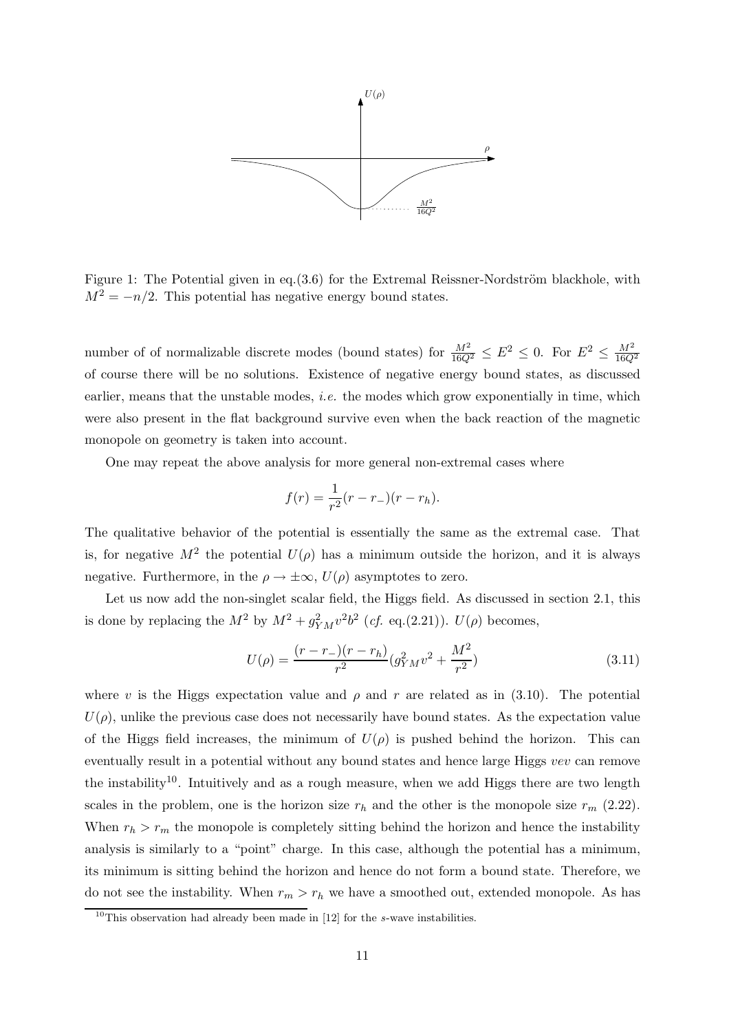Figure 1: The Potential given in eq.(3.6) for the Extremal Reissner-Nordström blackhole, with $M^2 = -n/2$. This potential has negative energy bound states.

number of of normalizable discrete modes (bound states) for $\frac{M^2}{16Q^2} \leq E^2 \leq 0$. For $E^2 \leq \frac{M^2}{16Q^2}$ of course there will be no solutions. Existence of negative energy bound states, as discussed earlier, means that the unstable modes, *i.e.* the modes which grow exponentially in time, which were also present in the flat background survive even when the back reaction of the magnetic monopole on geometry is taken into account.

One may repeat the above analysis for more general non-extremal cases where

$$f(r) = \frac{1}{r^2}(r - r_-)(r - r_h).$$

The qualitative behavior of the potential is essentially the same as the extremal case. That is, for negative $M^2$ the potential $U(\rho)$ has a minimum outside the horizon, and it is always negative. Furthermore, in the $\rho \to \pm\infty$, $U(\rho)$ asymptotes to zero.

Let us now add the non-singlet scalar field, the Higgs field. As discussed in section 2.1, this is done by replacing the $M^2$ by $M^2 + g_{YM}^2 v^2 b^2$ (*cf.* eq.(2.21)). $U(\rho)$ becomes,

$$U(\rho) = \frac{(r - r_-)(r - r_h)}{r^2}(g_{YM}^2 v^2 + \frac{M^2}{r^2}) \tag{3.11}$$

where $v$ is the Higgs expectation value and $\rho$ and $r$ are related as in (3.10). The potential $U(\rho)$, unlike the previous case does not necessarily have bound states. As the expectation value of the Higgs field increases, the minimum of $U(\rho)$ is pushed behind the horizon. This can eventually result in a potential without any bound states and hence large Higgs *vev* can remove the instability[10]. Intuitively and as a rough measure, when we add Higgs there are two length scales in the problem, one is the horizon size $r_h$ and the other is the monopole size $r_m$ (2.22). When $r_h > r_m$ the monopole is completely sitting behind the horizon and hence the instability analysis is similarly to a "point" charge. In this case, although the potential has a minimum, its minimum is sitting behind the horizon and hence do not form a bound state. Therefore, we do not see the instability. When $r_m > r_h$ we have a smoothed out, extended monopole. As has

[10] This observation had already been made in [12] for the $s$-wave instabilities.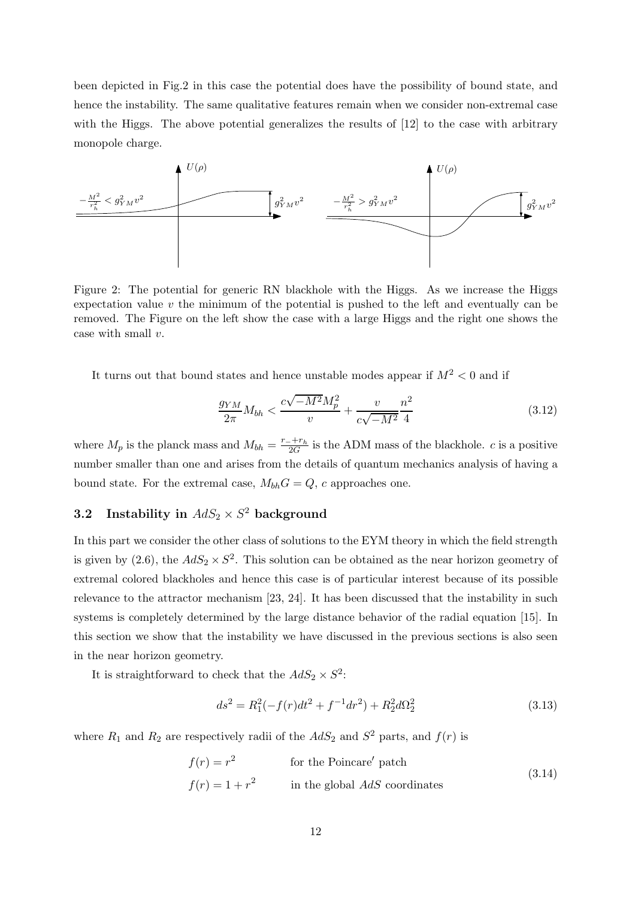been depicted in Fig.2 in this case the potential does have the possibility of bound state, and hence the instability. The same qualitative features remain when we consider non-extremal case with the Higgs. The above potential generalizes the results of [12] to the case with arbitrary monopole charge.

Figure 2: The potential for generic RN blackhole with the Higgs. As we increase the Higgs expectation value $v$ the minimum of the potential is pushed to the left and eventually can be removed. The Figure on the left show the case with a large Higgs and the right one shows the case with small $v$.

It turns out that bound states and hence unstable modes appear if $M^2 < 0$ and if

$$\frac{g_{YM}}{2\pi} M_{bh} < \frac{c\sqrt{-M^2} M_p^2}{v} + \frac{v}{c\sqrt{-M^2}} \frac{n^2}{4} \tag{3.12}$$

where $M_p$ is the planck mass and $M_{bh} = \frac{r_- + r_h}{2G}$ is the ADM mass of the blackhole. $c$ is a positive number smaller than one and arises from the details of quantum mechanics analysis of having a bound state. For the extremal case, $M_{bh} G = Q$, $c$ approaches one.

### 3.2 Instability in $AdS_2 \times S^2$ background

In this part we consider the other class of solutions to the EYM theory in which the field strength is given by (2.6), the $AdS_2 \times S^2$. This solution can be obtained as the near horizon geometry of extremal colored blackholes and hence this case is of particular interest because of its possible relevance to the attractor mechanism [23, 24]. It has been discussed that the instability in such systems is completely determined by the large distance behavior of the radial equation [15]. In this section we show that the instability we have discussed in the previous sections is also seen in the near horizon geometry.

It is straightforward to check that the $AdS_2 \times S^2$:

$$ds^2 = R_1^2(-f(r)dt^2 + f^{-1}dr^2) + R_2^2 d\Omega_2^2 \tag{3.13}$$

where $R_1$ and $R_2$ are respectively radii of the $AdS_2$ and $S^2$ parts, and $f(r)$ is

$$\begin{aligned} f(r) &= r^2 \qquad\qquad \text{for the Poincare}' \text{ patch} \\ f(r) &= 1 + r^2 \qquad\quad \text{in the global } AdS \text{ coordinates} \end{aligned} \tag{3.14}$$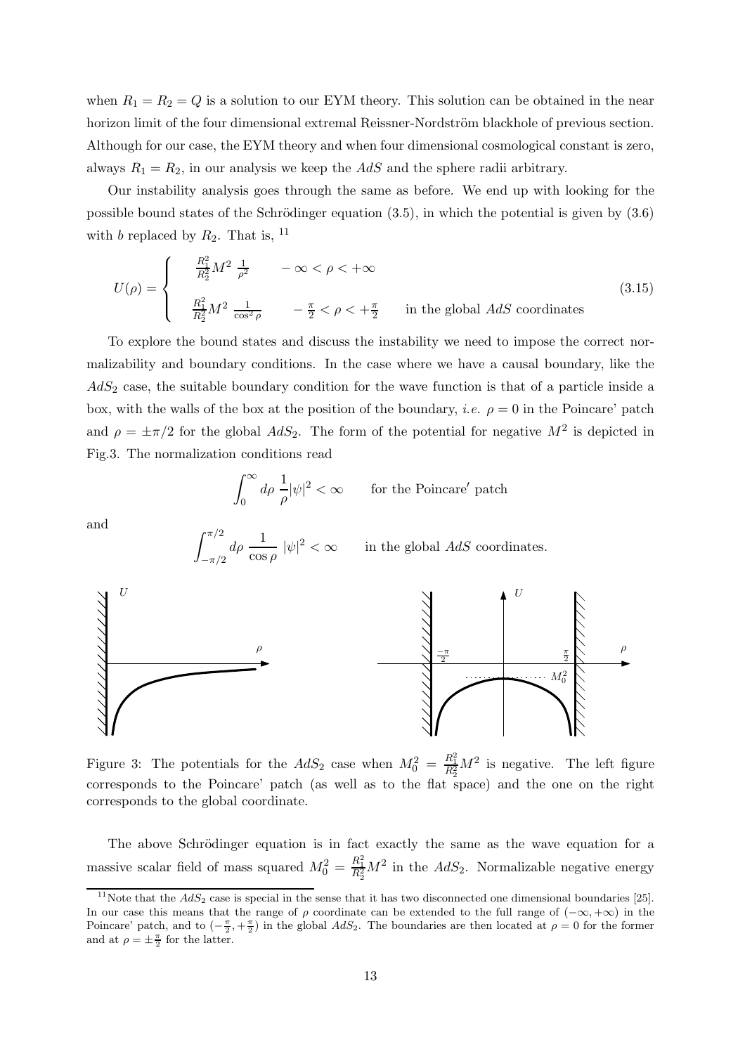when $R_1 = R_2 = Q$ is a solution to our EYM theory. This solution can be obtained in the near horizon limit of the four dimensional extremal Reissner-Nordström blackhole of previous section. Although for our case, the EYM theory and when four dimensional cosmological constant is zero, always $R_1 = R_2$, in our analysis we keep the $AdS$ and the sphere radii arbitrary.

Our instability analysis goes through the same as before. We end up with looking for the possible bound states of the Schrödinger equation (3.5), in which the potential is given by (3.6) with $b$ replaced by $R_2$. That is, [11]

$$U(\rho) = \begin{cases} \frac{R_1^2}{R_2^2} M^2 \, \frac{1}{\rho^2} & -\infty < \rho < +\infty \\ \\ \frac{R_1^2}{R_2^2} M^2 \, \frac{1}{\cos^2\rho} & -\frac{\pi}{2} < \rho < +\frac{\pi}{2} \qquad \text{in the global } AdS \text{ coordinates} \end{cases} \tag{3.15}$$

To explore the bound states and discuss the instability we need to impose the correct normalizability and boundary conditions. In the case where we have a causal boundary, like the $AdS_2$ case, the suitable boundary condition for the wave function is that of a particle inside a box, with the walls of the box at the position of the boundary, *i.e.* $\rho = 0$ in the Poincare' patch and $\rho = \pm\pi/2$ for the global $AdS_2$. The form of the potential for negative $M^2$ is depicted in Fig.3. The normalization conditions read

$$\int_0^\infty d\rho \; \frac{1}{\rho} |\psi|^2 < \infty \qquad \text{for the Poincare}' \text{ patch}$$

and

$$\int_{-\pi/2}^{\pi/2} d\rho \; \frac{1}{\cos\rho} \; |\psi|^2 < \infty \qquad \text{in the global } AdS \text{ coordinates.}$$

Figure 3: The potentials for the $AdS_2$ case when $M_0^2 = \frac{R_1^2}{R_2^2}M^2$ is negative. The left figure corresponds to the Poincare' patch (as well as to the flat space) and the one on the right corresponds to the global coordinate.

The above Schrödinger equation is in fact exactly the same as the wave equation for a massive scalar field of mass squared $M_0^2 = \frac{R_1^2}{R_2^2}M^2$ in the $AdS_2$. Normalizable negative energy

[11] Note that the $AdS_2$ case is special in the sense that it has two disconnected one dimensional boundaries [25]. In our case this means that the range of $\rho$ coordinate can be extended to the full range of $(-\infty, +\infty)$ in the Poincare' patch, and to $(-\frac{\pi}{2}, +\frac{\pi}{2})$ in the global $AdS_2$. The boundaries are then located at $\rho = 0$ for the former and at $\rho = \pm\frac{\pi}{2}$ for the latter.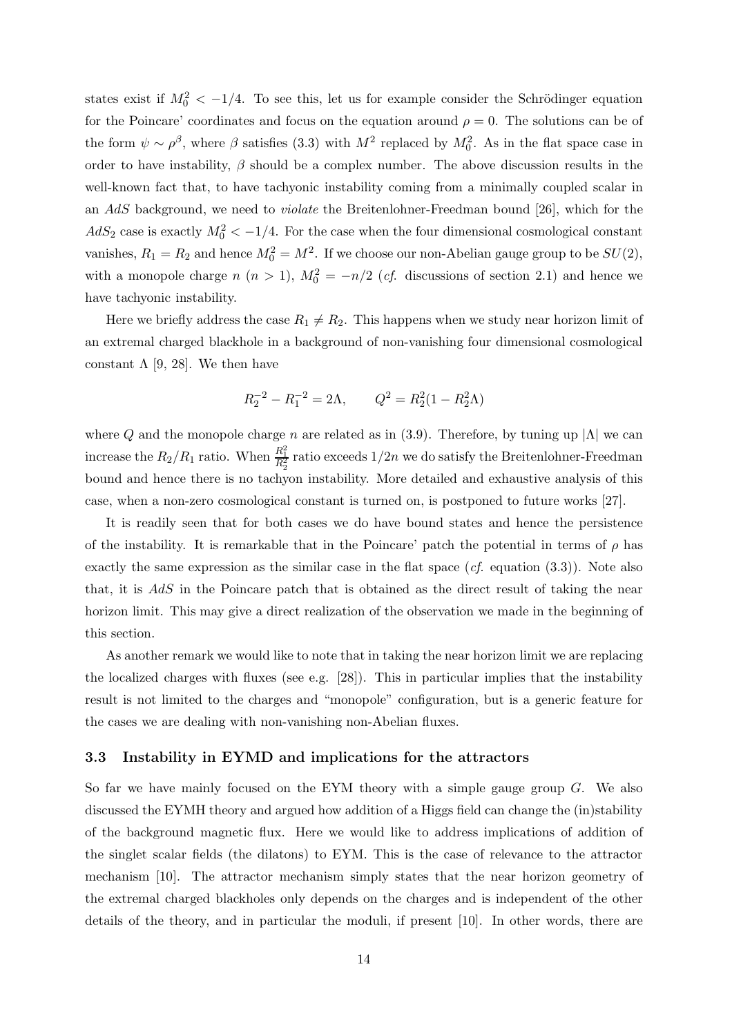states exist if $M_0^2 < -1/4$. To see this, let us for example consider the Schrödinger equation for the Poincare' coordinates and focus on the equation around $\rho = 0$. The solutions can be of the form $\psi \sim \rho^\beta$, where $\beta$ satisfies (3.3) with $M^2$ replaced by $M_0^2$. As in the flat space case in order to have instability, $\beta$ should be a complex number. The above discussion results in the well-known fact that, to have tachyonic instability coming from a minimally coupled scalar in an $AdS$ background, we need to *violate* the Breitenlohner-Freedman bound [26], which for the $AdS_2$ case is exactly $M_0^2 < -1/4$. For the case when the four dimensional cosmological constant vanishes, $R_1 = R_2$ and hence $M_0^2 = M^2$. If we choose our non-Abelian gauge group to be $SU(2)$, with a monopole charge $n$ ($n > 1$), $M_0^2 = -n/2$ (*cf.* discussions of section 2.1) and hence we have tachyonic instability.

Here we briefly address the case $R_1 \neq R_2$. This happens when we study near horizon limit of an extremal charged blackhole in a background of non-vanishing four dimensional cosmological constant $\Lambda$ [9, 28]. We then have

$$R_2^{-2} - R_1^{-2} = 2\Lambda, \qquad Q^2 = R_2^2(1 - R_2^2\Lambda)$$

where $Q$ and the monopole charge $n$ are related as in (3.9). Therefore, by tuning up $|\Lambda|$ we can increase the $R_2/R_1$ ratio. When $\frac{R_1^2}{R_2^2}$ ratio exceeds $1/2n$ we do satisfy the Breitenlohner-Freedman bound and hence there is no tachyon instability. More detailed and exhaustive analysis of this case, when a non-zero cosmological constant is turned on, is postponed to future works [27].

It is readily seen that for both cases we do have bound states and hence the persistence of the instability. It is remarkable that in the Poincare' patch the potential in terms of $\rho$ has exactly the same expression as the similar case in the flat space (*cf.* equation (3.3)). Note also that, it is $AdS$ in the Poincare patch that is obtained as the direct result of taking the near horizon limit. This may give a direct realization of the observation we made in the beginning of this section.

As another remark we would like to note that in taking the near horizon limit we are replacing the localized charges with fluxes (see e.g. [28]). This in particular implies that the instability result is not limited to the charges and "monopole" configuration, but is a generic feature for the cases we are dealing with non-vanishing non-Abelian fluxes.

### 3.3 Instability in EYMD and implications for the attractors

So far we have mainly focused on the EYM theory with a simple gauge group $G$. We also discussed the EYMH theory and argued how addition of a Higgs field can change the (in)stability of the background magnetic flux. Here we would like to address implications of addition of the singlet scalar fields (the dilatons) to EYM. This is the case of relevance to the attractor mechanism [10]. The attractor mechanism simply states that the near horizon geometry of the extremal charged blackholes only depends on the charges and is independent of the other details of the theory, and in particular the moduli, if present [10]. In other words, there are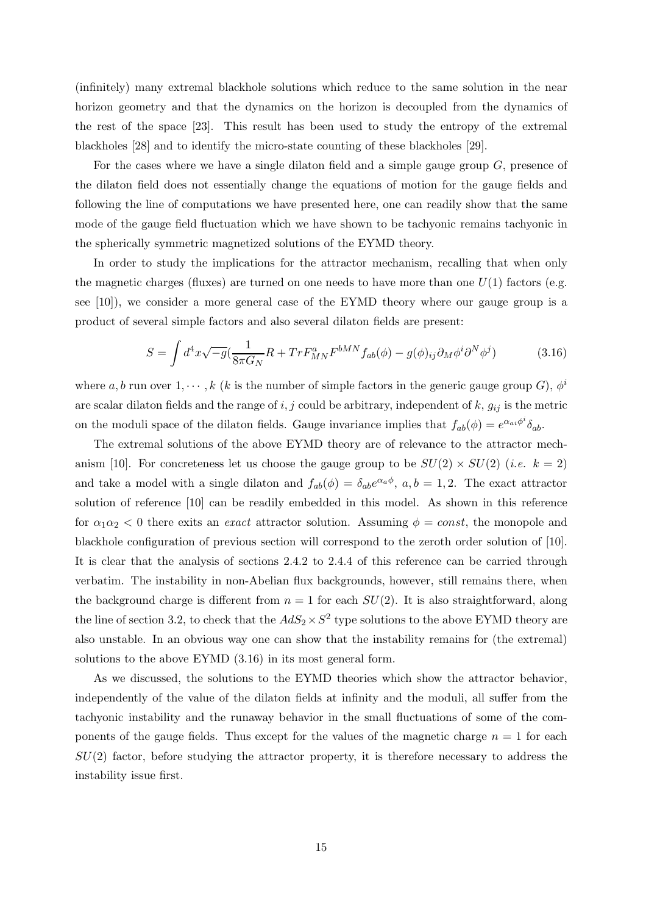(infinitely) many extremal blackhole solutions which reduce to the same solution in the near horizon geometry and that the dynamics on the horizon is decoupled from the dynamics of the rest of the space [23]. This result has been used to study the entropy of the extremal blackholes [28] and to identify the micro-state counting of these blackholes [29].

For the cases where we have a single dilaton field and a simple gauge group $G$, presence of the dilaton field does not essentially change the equations of motion for the gauge fields and following the line of computations we have presented here, one can readily show that the same mode of the gauge field fluctuation which we have shown to be tachyonic remains tachyonic in the spherically symmetric magnetized solutions of the EYMD theory.

In order to study the implications for the attractor mechanism, recalling that when only the magnetic charges (fluxes) are turned on one needs to have more than one $U(1)$ factors (e.g. see [10]), we consider a more general case of the EYMD theory where our gauge group is a product of several simple factors and also several dilaton fields are present:

$$S = \int d^4x\sqrt{-g}(\frac{1}{8\pi G_N}R + TrF^a_{MN}F^{bMN}f_{ab}(\phi) - g(\phi)_{ij}\partial_M\phi^i\partial^N\phi^j) \tag{3.16}$$

where $a, b$ run over $1, \cdots, k$ ($k$ is the number of simple factors in the generic gauge group $G$), $\phi^i$ are scalar dilaton fields and the range of $i, j$ could be arbitrary, independent of $k$, $g_{ij}$ is the metric on the moduli space of the dilaton fields. Gauge invariance implies that $f_{ab}(\phi) = e^{\alpha_{ai}\phi^i}\delta_{ab}$.

The extremal solutions of the above EYMD theory are of relevance to the attractor mechanism [10]. For concreteness let us choose the gauge group to be $SU(2) \times SU(2)$ (*i.e.* $k = 2$) and take a model with a single dilaton and $f_{ab}(\phi) = \delta_{ab}e^{\alpha_a\phi}$, $a, b = 1, 2$. The exact attractor solution of reference [10] can be readily embedded in this model. As shown in this reference for $\alpha_1\alpha_2 < 0$ there exits an *exact* attractor solution. Assuming $\phi = const$, the monopole and blackhole configuration of previous section will correspond to the zeroth order solution of [10]. It is clear that the analysis of sections 2.4.2 to 2.4.4 of this reference can be carried through verbatim. The instability in non-Abelian flux backgrounds, however, still remains there, when the background charge is different from $n = 1$ for each $SU(2)$. It is also straightforward, along the line of section 3.2, to check that the $AdS_2 \times S^2$ type solutions to the above EYMD theory are also unstable. In an obvious way one can show that the instability remains for (the extremal) solutions to the above EYMD (3.16) in its most general form.

As we discussed, the solutions to the EYMD theories which show the attractor behavior, independently of the value of the dilaton fields at infinity and the moduli, all suffer from the tachyonic instability and the runaway behavior in the small fluctuations of some of the components of the gauge fields. Thus except for the values of the magnetic charge $n = 1$ for each $SU(2)$ factor, before studying the attractor property, it is therefore necessary to address the instability issue first.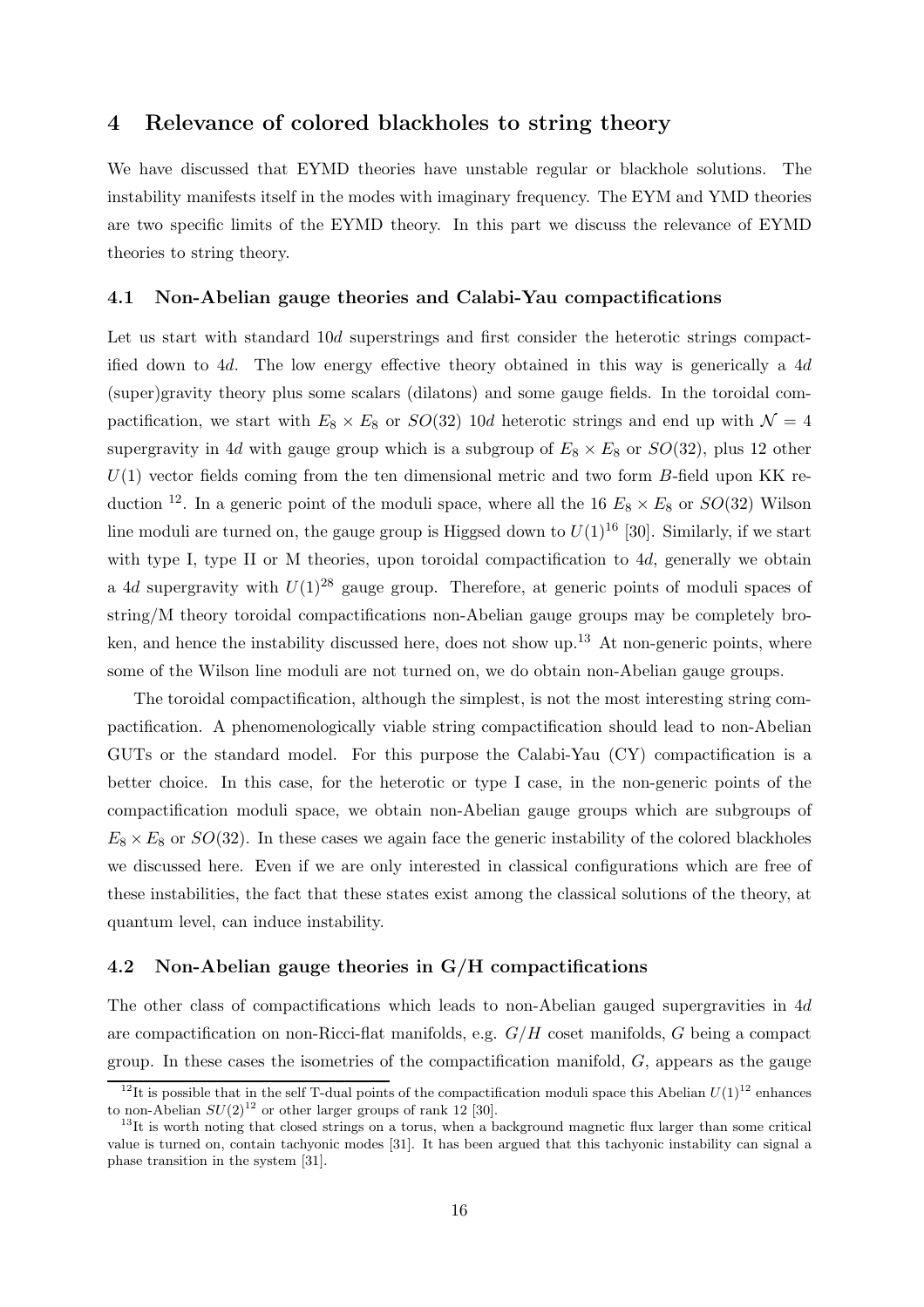## 4 Relevance of colored blackholes to string theory

We have discussed that EYMD theories have unstable regular or blackhole solutions. The instability manifests itself in the modes with imaginary frequency. The EYM and YMD theories are two specific limits of the EYMD theory. In this part we discuss the relevance of EYMD theories to string theory.

### 4.1 Non-Abelian gauge theories and Calabi-Yau compactifications

Let us start with standard $10d$ superstrings and first consider the heterotic strings compactified down to $4d$. The low energy effective theory obtained in this way is generically a $4d$ (super)gravity theory plus some scalars (dilatons) and some gauge fields. In the toroidal compactification, we start with $E_8 \times E_8$ or $SO(32)$ $10d$ heterotic strings and end up with $\mathcal{N} = 4$ supergravity in $4d$ with gauge group which is a subgroup of $E_8 \times E_8$ or $SO(32)$, plus 12 other $U(1)$ vector fields coming from the ten dimensional metric and two form $B$-field upon KK reduction [12]. In a generic point of the moduli space, where all the 16 $E_8 \times E_8$ or $SO(32)$ Wilson line moduli are turned on, the gauge group is Higgsed down to $U(1)^{16}$ [30]. Similarly, if we start with type I, type II or M theories, upon toroidal compactification to $4d$, generally we obtain a $4d$ supergravity with $U(1)^{28}$ gauge group. Therefore, at generic points of moduli spaces of string/M theory toroidal compactifications non-Abelian gauge groups may be completely broken, and hence the instability discussed here, does not show up.[13] At non-generic points, where some of the Wilson line moduli are not turned on, we do obtain non-Abelian gauge groups.

The toroidal compactification, although the simplest, is not the most interesting string compactification. A phenomenologically viable string compactification should lead to non-Abelian GUTs or the standard model. For this purpose the Calabi-Yau (CY) compactification is a better choice. In this case, for the heterotic or type I case, in the non-generic points of the compactification moduli space, we obtain non-Abelian gauge groups which are subgroups of $E_8 \times E_8$ or $SO(32)$. In these cases we again face the generic instability of the colored blackholes we discussed here. Even if we are only interested in classical configurations which are free of these instabilities, the fact that these states exist among the classical solutions of the theory, at quantum level, can induce instability.

### 4.2 Non-Abelian gauge theories in G/H compactifications

The other class of compactifications which leads to non-Abelian gauged supergravities in $4d$ are compactification on non-Ricci-flat manifolds, e.g. $G/H$ coset manifolds, $G$ being a compact group. In these cases the isometries of the compactification manifold, $G$, appears as the gauge

[12] It is possible that in the self T-dual points of the compactification moduli space this Abelian $U(1)^{12}$ enhances to non-Abelian $SU(2)^{12}$ or other larger groups of rank 12 [30].

[13] It is worth noting that closed strings on a torus, when a background magnetic flux larger than some critical value is turned on, contain tachyonic modes [31]. It has been argued that this tachyonic instability can signal a phase transition in the system [31].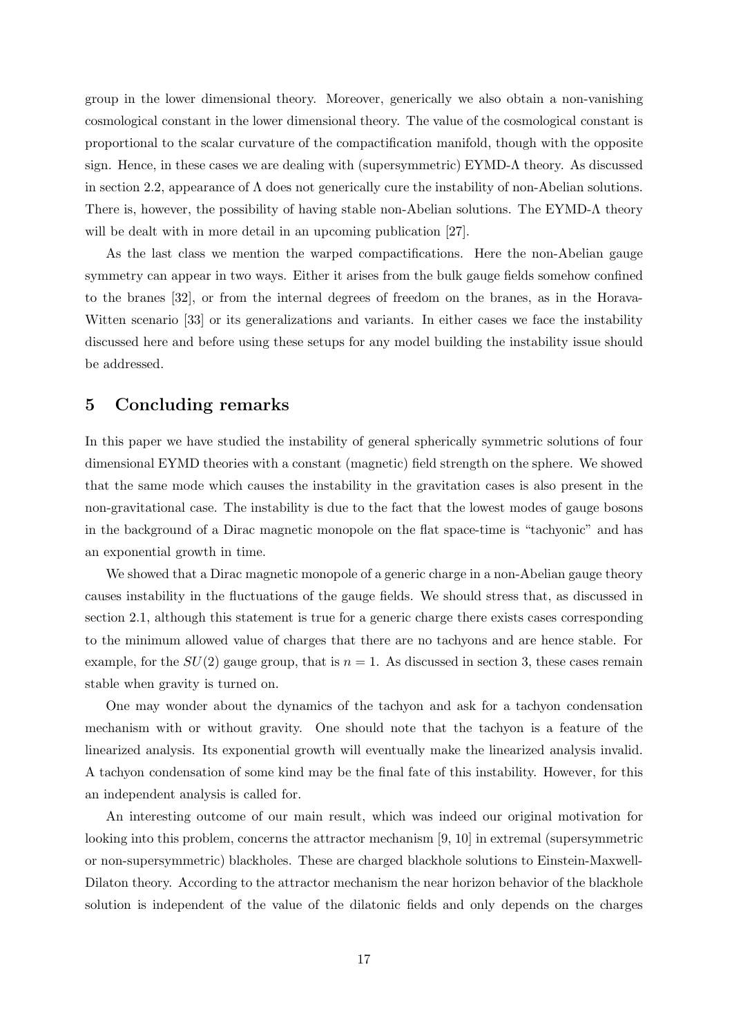group in the lower dimensional theory. Moreover, generically we also obtain a non-vanishing cosmological constant in the lower dimensional theory. The value of the cosmological constant is proportional to the scalar curvature of the compactification manifold, though with the opposite sign. Hence, in these cases we are dealing with (supersymmetric) EYMD-$\Lambda$ theory. As discussed in section 2.2, appearance of $\Lambda$ does not generically cure the instability of non-Abelian solutions. There is, however, the possibility of having stable non-Abelian solutions. The EYMD-$\Lambda$ theory will be dealt with in more detail in an upcoming publication [27].

As the last class we mention the warped compactifications. Here the non-Abelian gauge symmetry can appear in two ways. Either it arises from the bulk gauge fields somehow confined to the branes [32], or from the internal degrees of freedom on the branes, as in the Horava-Witten scenario [33] or its generalizations and variants. In either cases we face the instability discussed here and before using these setups for any model building the instability issue should be addressed.

## 5 Concluding remarks

In this paper we have studied the instability of general spherically symmetric solutions of four dimensional EYMD theories with a constant (magnetic) field strength on the sphere. We showed that the same mode which causes the instability in the gravitation cases is also present in the non-gravitational case. The instability is due to the fact that the lowest modes of gauge bosons in the background of a Dirac magnetic monopole on the flat space-time is "tachyonic" and has an exponential growth in time.

We showed that a Dirac magnetic monopole of a generic charge in a non-Abelian gauge theory causes instability in the fluctuations of the gauge fields. We should stress that, as discussed in section 2.1, although this statement is true for a generic charge there exists cases corresponding to the minimum allowed value of charges that there are no tachyons and are hence stable. For example, for the $SU(2)$ gauge group, that is $n = 1$. As discussed in section 3, these cases remain stable when gravity is turned on.

One may wonder about the dynamics of the tachyon and ask for a tachyon condensation mechanism with or without gravity. One should note that the tachyon is a feature of the linearized analysis. Its exponential growth will eventually make the linearized analysis invalid. A tachyon condensation of some kind may be the final fate of this instability. However, for this an independent analysis is called for.

An interesting outcome of our main result, which was indeed our original motivation for looking into this problem, concerns the attractor mechanism [9, 10] in extremal (supersymmetric or non-supersymmetric) blackholes. These are charged blackhole solutions to Einstein-Maxwell-Dilaton theory. According to the attractor mechanism the near horizon behavior of the blackhole solution is independent of the value of the dilatonic fields and only depends on the charges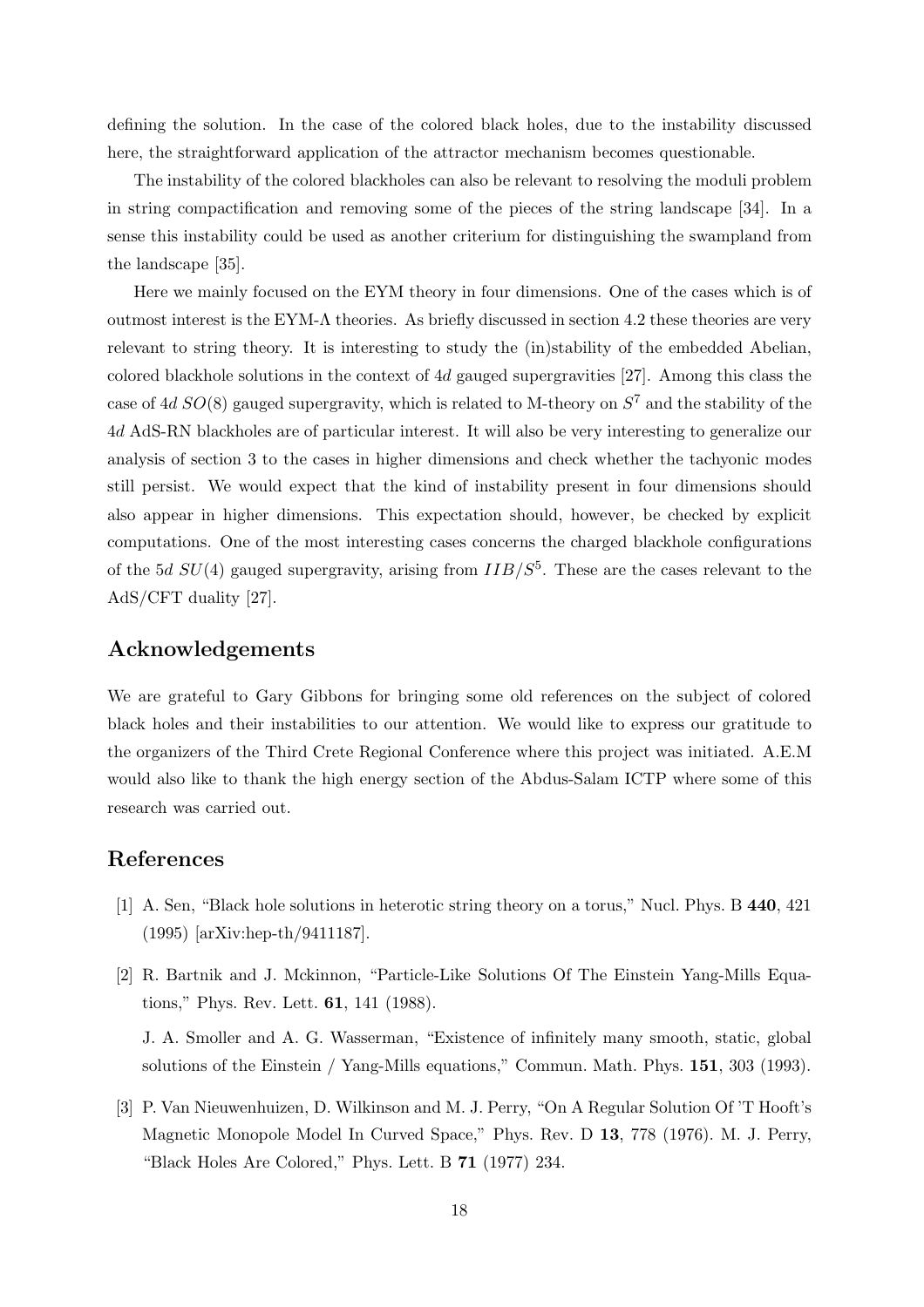defining the solution. In the case of the colored black holes, due to the instability discussed here, the straightforward application of the attractor mechanism becomes questionable.

The instability of the colored blackholes can also be relevant to resolving the moduli problem in string compactification and removing some of the pieces of the string landscape [34]. In a sense this instability could be used as another criterium for distinguishing the swampland from the landscape [35].

Here we mainly focused on the EYM theory in four dimensions. One of the cases which is of outmost interest is the EYM-$\Lambda$ theories. As briefly discussed in section 4.2 these theories are very relevant to string theory. It is interesting to study the (in)stability of the embedded Abelian, colored blackhole solutions in the context of $4d$ gauged supergravities [27]. Among this class the case of $4d$ $SO(8)$ gauged supergravity, which is related to M-theory on $S^7$ and the stability of the $4d$ AdS-RN blackholes are of particular interest. It will also be very interesting to generalize our analysis of section 3 to the cases in higher dimensions and check whether the tachyonic modes still persist. We would expect that the kind of instability present in four dimensions should also appear in higher dimensions. This expectation should, however, be checked by explicit computations. One of the most interesting cases concerns the charged blackhole configurations of the $5d$ $SU(4)$ gauged supergravity, arising from $IIB/S^5$. These are the cases relevant to the AdS/CFT duality [27].

## Acknowledgements

We are grateful to Gary Gibbons for bringing some old references on the subject of colored black holes and their instabilities to our attention. We would like to express our gratitude to the organizers of the Third Crete Regional Conference where this project was initiated. A.E.M would also like to thank the high energy section of the Abdus-Salam ICTP where some of this research was carried out.

## References

[1] A. Sen, "Black hole solutions in heterotic string theory on a torus," Nucl. Phys. B **440**, 421 (1995) [arXiv:hep-th/9411187].

[2] R. Bartnik and J. Mckinnon, "Particle-Like Solutions Of The Einstein Yang-Mills Equations," Phys. Rev. Lett. **61**, 141 (1988).

J. A. Smoller and A. G. Wasserman, "Existence of infinitely many smooth, static, global solutions of the Einstein / Yang-Mills equations," Commun. Math. Phys. **151**, 303 (1993).

[3] P. Van Nieuwenhuizen, D. Wilkinson and M. J. Perry, "On A Regular Solution Of 'T Hooft's Magnetic Monopole Model In Curved Space," Phys. Rev. D **13**, 778 (1976). M. J. Perry, "Black Holes Are Colored," Phys. Lett. B **71** (1977) 234.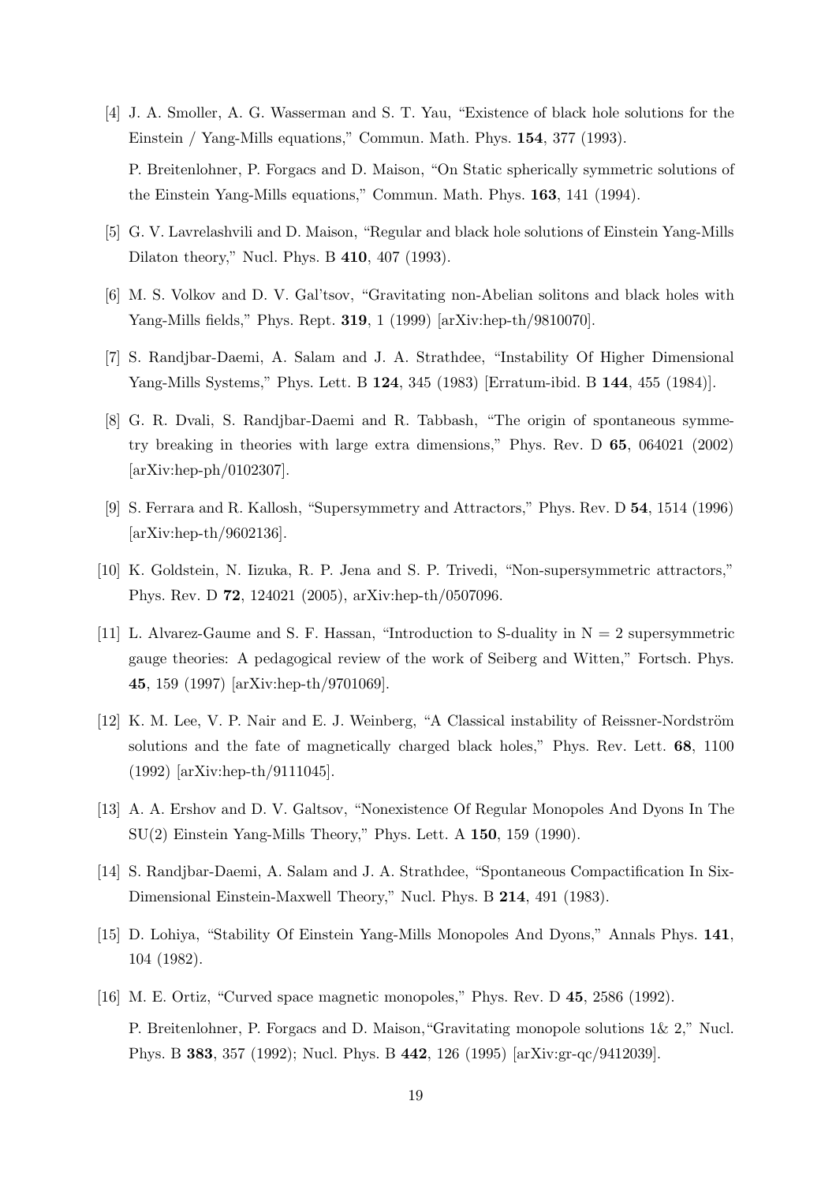[4] J. A. Smoller, A. G. Wasserman and S. T. Yau, "Existence of black hole solutions for the Einstein / Yang-Mills equations," Commun. Math. Phys. **154**, 377 (1993).

P. Breitenlohner, P. Forgacs and D. Maison, "On Static spherically symmetric solutions of the Einstein Yang-Mills equations," Commun. Math. Phys. **163**, 141 (1994).

[5] G. V. Lavrelashvili and D. Maison, "Regular and black hole solutions of Einstein Yang-Mills Dilaton theory," Nucl. Phys. B **410**, 407 (1993).

[6] M. S. Volkov and D. V. Gal'tsov, "Gravitating non-Abelian solitons and black holes with Yang-Mills fields," Phys. Rept. **319**, 1 (1999) [arXiv:hep-th/9810070].

[7] S. Randjbar-Daemi, A. Salam and J. A. Strathdee, "Instability Of Higher Dimensional Yang-Mills Systems," Phys. Lett. B **124**, 345 (1983) [Erratum-ibid. B **144**, 455 (1984)].

[8] G. R. Dvali, S. Randjbar-Daemi and R. Tabbash, "The origin of spontaneous symmetry breaking in theories with large extra dimensions," Phys. Rev. D **65**, 064021 (2002) [arXiv:hep-ph/0102307].

[9] S. Ferrara and R. Kallosh, "Supersymmetry and Attractors," Phys. Rev. D **54**, 1514 (1996) [arXiv:hep-th/9602136].

[10] K. Goldstein, N. Iizuka, R. P. Jena and S. P. Trivedi, "Non-supersymmetric attractors," Phys. Rev. D **72**, 124021 (2005), arXiv:hep-th/0507096.

[11] L. Alvarez-Gaume and S. F. Hassan, "Introduction to S-duality in N = 2 supersymmetric gauge theories: A pedagogical review of the work of Seiberg and Witten," Fortsch. Phys. **45**, 159 (1997) [arXiv:hep-th/9701069].

[12] K. M. Lee, V. P. Nair and E. J. Weinberg, "A Classical instability of Reissner-Nordström solutions and the fate of magnetically charged black holes," Phys. Rev. Lett. **68**, 1100 (1992) [arXiv:hep-th/9111045].

[13] A. A. Ershov and D. V. Galtsov, "Nonexistence Of Regular Monopoles And Dyons In The SU(2) Einstein Yang-Mills Theory," Phys. Lett. A **150**, 159 (1990).

[14] S. Randjbar-Daemi, A. Salam and J. A. Strathdee, "Spontaneous Compactification In Six-Dimensional Einstein-Maxwell Theory," Nucl. Phys. B **214**, 491 (1983).

[15] D. Lohiya, "Stability Of Einstein Yang-Mills Monopoles And Dyons," Annals Phys. **141**, 104 (1982).

[16] M. E. Ortiz, "Curved space magnetic monopoles," Phys. Rev. D **45**, 2586 (1992).

P. Breitenlohner, P. Forgacs and D. Maison, "Gravitating monopole solutions 1& 2," Nucl. Phys. B **383**, 357 (1992); Nucl. Phys. B **442**, 126 (1995) [arXiv:gr-qc/9412039].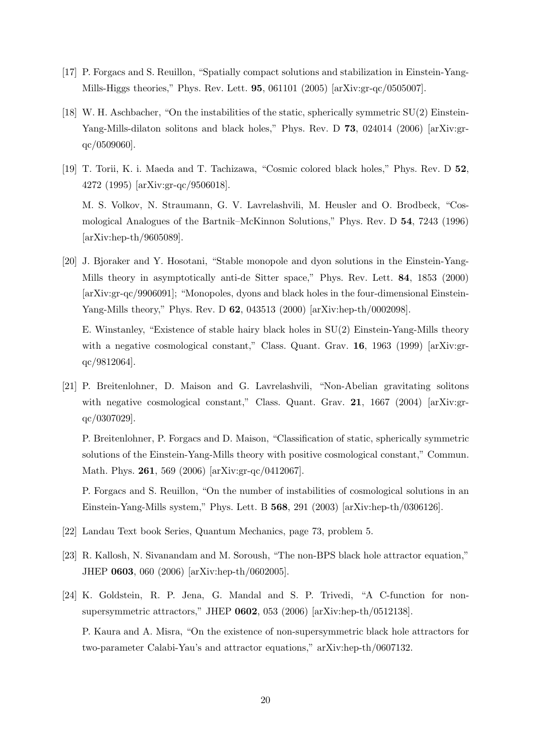[17] P. Forgacs and S. Reuillon, "Spatially compact solutions and stabilization in Einstein-Yang-Mills-Higgs theories," Phys. Rev. Lett. **95**, 061101 (2005) [arXiv:gr-qc/0505007].

[18] W. H. Aschbacher, "On the instabilities of the static, spherically symmetric SU(2) Einstein-Yang-Mills-dilaton solitons and black holes," Phys. Rev. D **73**, 024014 (2006) [arXiv:gr-qc/0509060].

[19] T. Torii, K. i. Maeda and T. Tachizawa, "Cosmic colored black holes," Phys. Rev. D **52**, 4272 (1995) [arXiv:gr-qc/9506018].

M. S. Volkov, N. Straumann, G. V. Lavrelashvili, M. Heusler and O. Brodbeck, "Cosmological Analogues of the Bartnik–McKinnon Solutions," Phys. Rev. D **54**, 7243 (1996) [arXiv:hep-th/9605089].

[20] J. Bjoraker and Y. Hosotani, "Stable monopole and dyon solutions in the Einstein-Yang-Mills theory in asymptotically anti-de Sitter space," Phys. Rev. Lett. **84**, 1853 (2000) [arXiv:gr-qc/9906091]; "Monopoles, dyons and black holes in the four-dimensional Einstein-Yang-Mills theory," Phys. Rev. D **62**, 043513 (2000) [arXiv:hep-th/0002098].

E. Winstanley, "Existence of stable hairy black holes in SU(2) Einstein-Yang-Mills theory with a negative cosmological constant," Class. Quant. Grav. **16**, 1963 (1999) [arXiv:gr-qc/9812064].

[21] P. Breitenlohner, D. Maison and G. Lavrelashvili, "Non-Abelian gravitating solitons with negative cosmological constant," Class. Quant. Grav. **21**, 1667 (2004) [arXiv:gr-qc/0307029].

P. Breitenlohner, P. Forgacs and D. Maison, "Classification of static, spherically symmetric solutions of the Einstein-Yang-Mills theory with positive cosmological constant," Commun. Math. Phys. **261**, 569 (2006) [arXiv:gr-qc/0412067].

P. Forgacs and S. Reuillon, "On the number of instabilities of cosmological solutions in an Einstein-Yang-Mills system," Phys. Lett. B **568**, 291 (2003) [arXiv:hep-th/0306126].

[22] Landau Text book Series, Quantum Mechanics, page 73, problem 5.

[23] R. Kallosh, N. Sivanandam and M. Soroush, "The non-BPS black hole attractor equation," JHEP **0603**, 060 (2006) [arXiv:hep-th/0602005].

[24] K. Goldstein, R. P. Jena, G. Mandal and S. P. Trivedi, "A C-function for non-supersymmetric attractors," JHEP **0602**, 053 (2006) [arXiv:hep-th/0512138].

P. Kaura and A. Misra, "On the existence of non-supersymmetric black hole attractors for two-parameter Calabi-Yau's and attractor equations," arXiv:hep-th/0607132.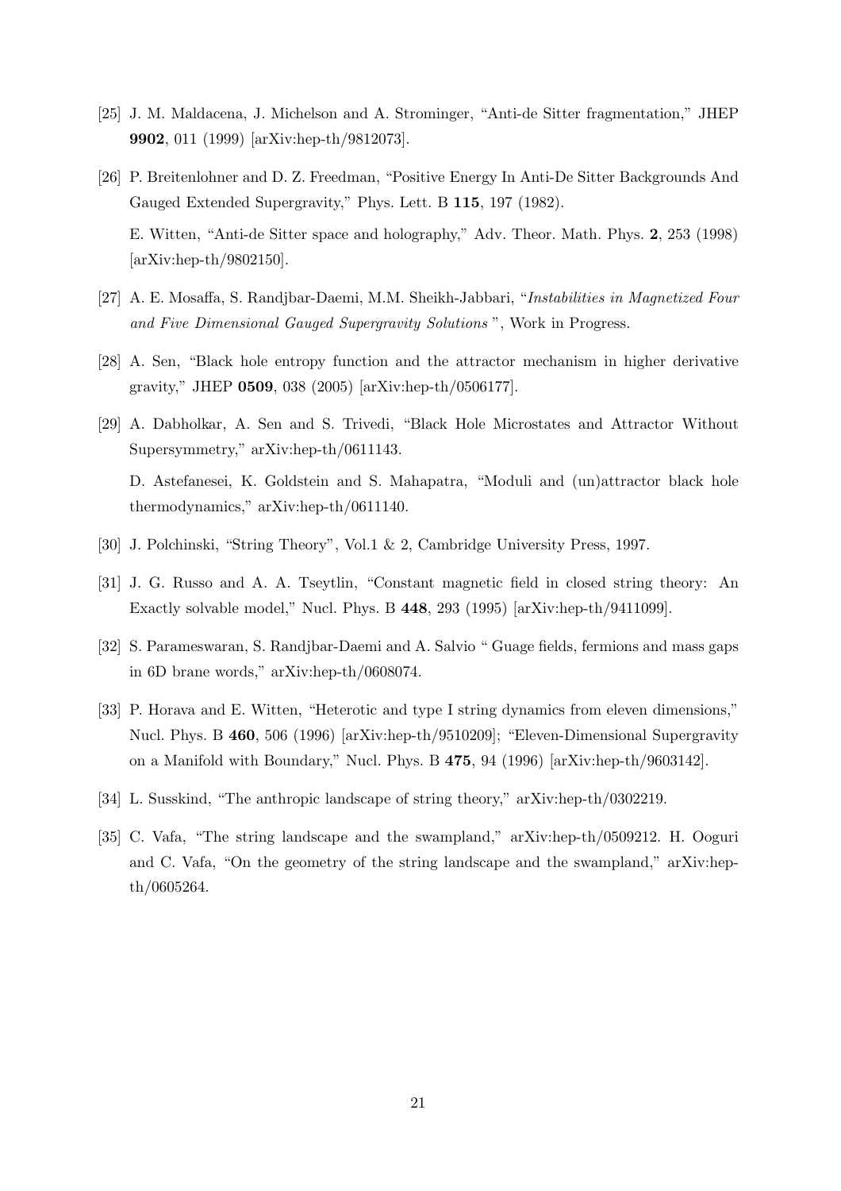[25] J. M. Maldacena, J. Michelson and A. Strominger, "Anti-de Sitter fragmentation," JHEP **9902**, 011 (1999) [arXiv:hep-th/9812073].

[26] P. Breitenlohner and D. Z. Freedman, "Positive Energy In Anti-De Sitter Backgrounds And Gauged Extended Supergravity," Phys. Lett. B **115**, 197 (1982).

E. Witten, "Anti-de Sitter space and holography," Adv. Theor. Math. Phys. **2**, 253 (1998) [arXiv:hep-th/9802150].

[27] A. E. Mosaffa, S. Randjbar-Daemi, M.M. Sheikh-Jabbari, "*Instabilities in Magnetized Four and Five Dimensional Gauged Supergravity Solutions* ", Work in Progress.

[28] A. Sen, "Black hole entropy function and the attractor mechanism in higher derivative gravity," JHEP **0509**, 038 (2005) [arXiv:hep-th/0506177].

[29] A. Dabholkar, A. Sen and S. Trivedi, "Black Hole Microstates and Attractor Without Supersymmetry," arXiv:hep-th/0611143.

D. Astefanesei, K. Goldstein and S. Mahapatra, "Moduli and (un)attractor black hole thermodynamics," arXiv:hep-th/0611140.

[30] J. Polchinski, "String Theory", Vol.1 & 2, Cambridge University Press, 1997.

[31] J. G. Russo and A. A. Tseytlin, "Constant magnetic field in closed string theory: An Exactly solvable model," Nucl. Phys. B **448**, 293 (1995) [arXiv:hep-th/9411099].

[32] S. Parameswaran, S. Randjbar-Daemi and A. Salvio " Guage fields, fermions and mass gaps in 6D brane words," arXiv:hep-th/0608074.

[33] P. Horava and E. Witten, "Heterotic and type I string dynamics from eleven dimensions," Nucl. Phys. B **460**, 506 (1996) [arXiv:hep-th/9510209]; "Eleven-Dimensional Supergravity on a Manifold with Boundary," Nucl. Phys. B **475**, 94 (1996) [arXiv:hep-th/9603142].

[34] L. Susskind, "The anthropic landscape of string theory," arXiv:hep-th/0302219.

[35] C. Vafa, "The string landscape and the swampland," arXiv:hep-th/0509212. H. Ooguri and C. Vafa, "On the geometry of the string landscape and the swampland," arXiv:hep-th/0605264.